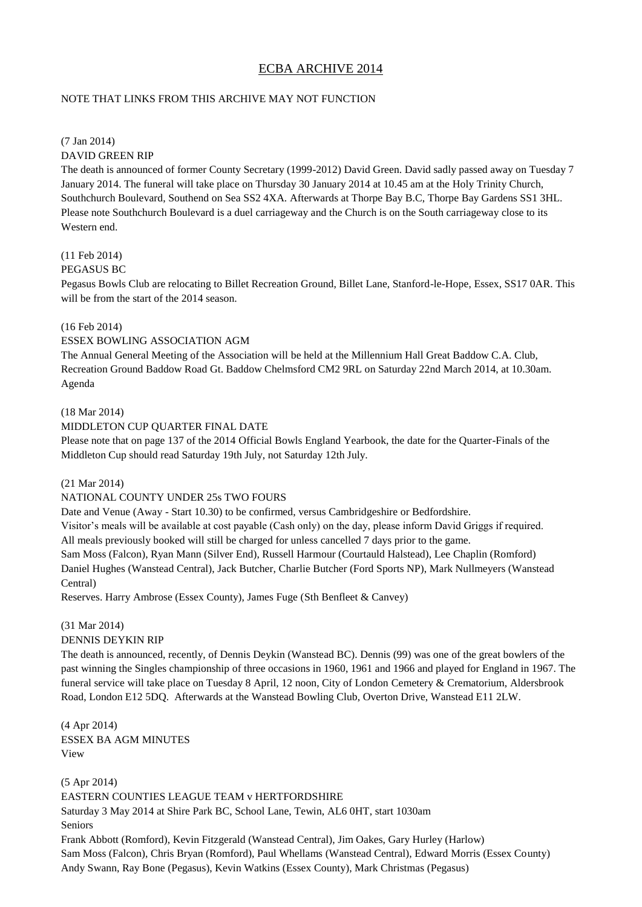# ECBA ARCHIVE 2014

NOTE THAT LINKS FROM THIS ARCHIVE MAY NOT FUNCTION

(7 Jan 2014)
DAVID GREEN RIP
The death is announced of former County Secretary (1999-2012) David Green. David sadly passed away on Tuesday 7 January 2014. The funeral will take place on Thursday 30 January 2014 at 10.45 am at the Holy Trinity Church, Southchurch Boulevard, Southend on Sea SS2 4XA. Afterwards at Thorpe Bay B.C, Thorpe Bay Gardens SS1 3HL. Please note Southchurch Boulevard is a duel carriageway and the Church is on the South carriageway close to its Western end.

(11 Feb 2014)
PEGASUS BC
Pegasus Bowls Club are relocating to Billet Recreation Ground, Billet Lane, Stanford-le-Hope, Essex, SS17 0AR. This will be from the start of the 2014 season.

(16 Feb 2014)
ESSEX BOWLING ASSOCIATION AGM
The Annual General Meeting of the Association will be held at the Millennium Hall Great Baddow C.A. Club, Recreation Ground Baddow Road Gt. Baddow Chelmsford CM2 9RL on Saturday 22nd March 2014, at 10.30am.
Agenda

(18 Mar 2014)
MIDDLETON CUP QUARTER FINAL DATE
Please note that on page 137 of the 2014 Official Bowls England Yearbook, the date for the Quarter-Finals of the Middleton Cup should read Saturday 19th July, not Saturday 12th July.

(21 Mar 2014)
NATIONAL COUNTY UNDER 25s TWO FOURS
Date and Venue (Away - Start 10.30) to be confirmed, versus Cambridgeshire or Bedfordshire.
Visitor's meals will be available at cost payable (Cash only) on the day, please inform David Griggs if required.
All meals previously booked will still be charged for unless cancelled 7 days prior to the game.
Sam Moss (Falcon), Ryan Mann (Silver End), Russell Harmour (Courtauld Halstead), Lee Chaplin (Romford)
Daniel Hughes (Wanstead Central), Jack Butcher, Charlie Butcher (Ford Sports NP), Mark Nullmeyers (Wanstead Central)
Reserves. Harry Ambrose (Essex County), James Fuge (Sth Benfleet & Canvey)

(31 Mar 2014)
DENNIS DEYKIN RIP
The death is announced, recently, of Dennis Deykin (Wanstead BC). Dennis (99) was one of the great bowlers of the past winning the Singles championship of three occasions in 1960, 1961 and 1966 and played for England in 1967. The funeral service will take place on Tuesday 8 April, 12 noon, City of London Cemetery & Crematorium, Aldersbrook Road, London E12 5DQ. Afterwards at the Wanstead Bowling Club, Overton Drive, Wanstead E11 2LW.

(4 Apr 2014)
ESSEX BA AGM MINUTES
View

(5 Apr 2014)
EASTERN COUNTIES LEAGUE TEAM v HERTFORDSHIRE
Saturday 3 May 2014 at Shire Park BC, School Lane, Tewin, AL6 0HT, start 1030am
Seniors
Frank Abbott (Romford), Kevin Fitzgerald (Wanstead Central), Jim Oakes, Gary Hurley (Harlow)
Sam Moss (Falcon), Chris Bryan (Romford), Paul Whellams (Wanstead Central), Edward Morris (Essex County)
Andy Swann, Ray Bone (Pegasus), Kevin Watkins (Essex County), Mark Christmas (Pegasus)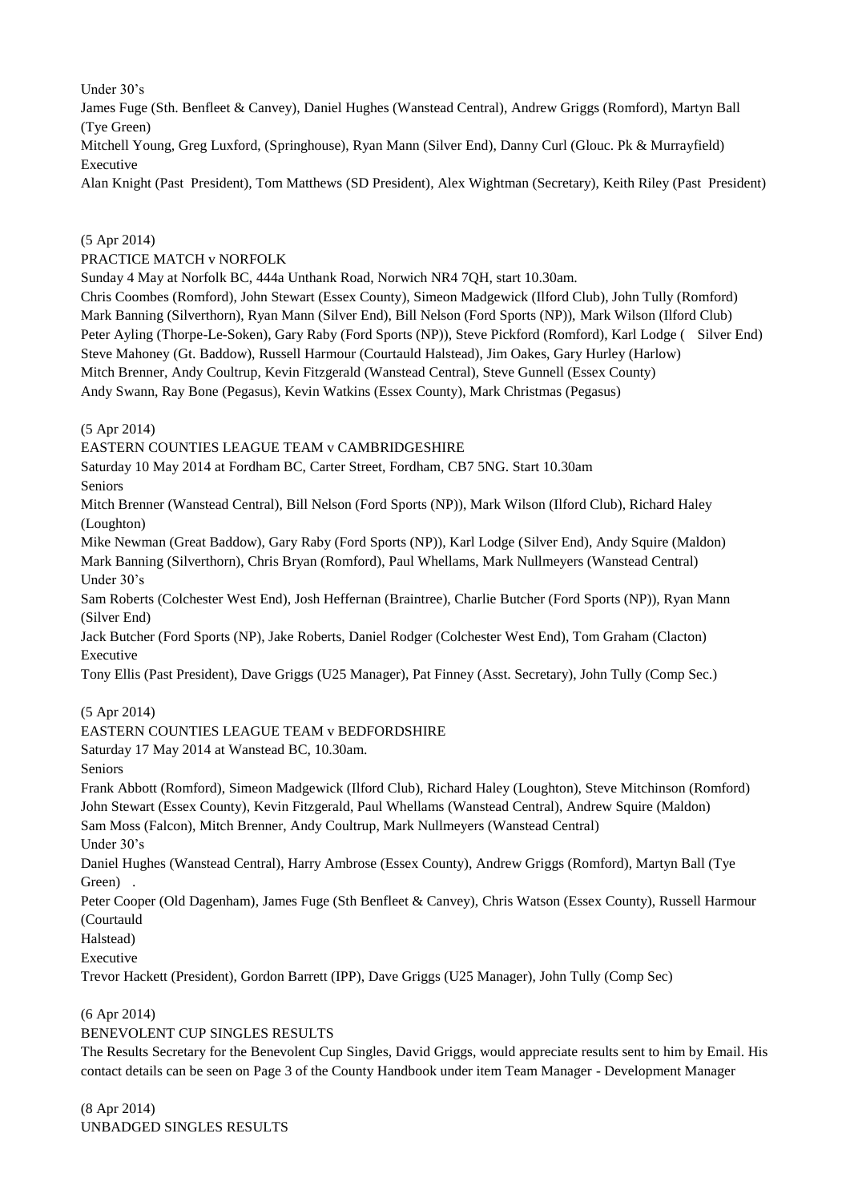Under 30's

James Fuge (Sth. Benfleet & Canvey), Daniel Hughes (Wanstead Central), Andrew Griggs (Romford), Martyn Ball (Tye Green)

Mitchell Young, Greg Luxford, (Springhouse), Ryan Mann (Silver End), Danny Curl (Glouc. Pk & Murrayfield)

Executive

Alan Knight (Past President), Tom Matthews (SD President), Alex Wightman (Secretary), Keith Riley (Past President)

(5 Apr 2014)

PRACTICE MATCH v NORFOLK

Sunday 4 May at Norfolk BC, 444a Unthank Road, Norwich NR4 7QH, start 10.30am.

Chris Coombes (Romford), John Stewart (Essex County), Simeon Madgewick (Ilford Club), John Tully (Romford)
Mark Banning (Silverthorn), Ryan Mann (Silver End), Bill Nelson (Ford Sports (NP)), Mark Wilson (Ilford Club)
Peter Ayling (Thorpe-Le-Soken), Gary Raby (Ford Sports (NP)), Steve Pickford (Romford), Karl Lodge ( Silver End)
Steve Mahoney (Gt. Baddow), Russell Harmour (Courtauld Halstead), Jim Oakes, Gary Hurley (Harlow)
Mitch Brenner, Andy Coultrup, Kevin Fitzgerald (Wanstead Central), Steve Gunnell (Essex County)
Andy Swann, Ray Bone (Pegasus), Kevin Watkins (Essex County), Mark Christmas (Pegasus)

(5 Apr 2014)

EASTERN COUNTIES LEAGUE TEAM v CAMBRIDGESHIRE

Saturday 10 May 2014 at Fordham BC, Carter Street, Fordham, CB7 5NG. Start 10.30am

Seniors

Mitch Brenner (Wanstead Central), Bill Nelson (Ford Sports (NP)), Mark Wilson (Ilford Club), Richard Haley (Loughton)

Mike Newman (Great Baddow), Gary Raby (Ford Sports (NP)), Karl Lodge (Silver End), Andy Squire (Maldon)
Mark Banning (Silverthorn), Chris Bryan (Romford), Paul Whellams, Mark Nullmeyers (Wanstead Central)

Under 30's

Sam Roberts (Colchester West End), Josh Heffernan (Braintree), Charlie Butcher (Ford Sports (NP)), Ryan Mann (Silver End)

Jack Butcher (Ford Sports (NP), Jake Roberts, Daniel Rodger (Colchester West End), Tom Graham (Clacton)

Executive

Tony Ellis (Past President), Dave Griggs (U25 Manager), Pat Finney (Asst. Secretary), John Tully (Comp Sec.)

(5 Apr 2014)

EASTERN COUNTIES LEAGUE TEAM v BEDFORDSHIRE

Saturday 17 May 2014 at Wanstead BC, 10.30am.

Seniors

Frank Abbott (Romford), Simeon Madgewick (Ilford Club), Richard Haley (Loughton), Steve Mitchinson (Romford)
John Stewart (Essex County), Kevin Fitzgerald, Paul Whellams (Wanstead Central), Andrew Squire (Maldon)
Sam Moss (Falcon), Mitch Brenner, Andy Coultrup, Mark Nullmeyers (Wanstead Central)

Under 30's

Daniel Hughes (Wanstead Central), Harry Ambrose (Essex County), Andrew Griggs (Romford), Martyn Ball (Tye Green) .

Peter Cooper (Old Dagenham), James Fuge (Sth Benfleet & Canvey), Chris Watson (Essex County), Russell Harmour (Courtauld Halstead)

Executive

Trevor Hackett (President), Gordon Barrett (IPP), Dave Griggs (U25 Manager), John Tully (Comp Sec)

(6 Apr 2014)

BENEVOLENT CUP SINGLES RESULTS

The Results Secretary for the Benevolent Cup Singles, David Griggs, would appreciate results sent to him by Email. His contact details can be seen on Page 3 of the County Handbook under item Team Manager - Development Manager

(8 Apr 2014)

UNBADGED SINGLES RESULTS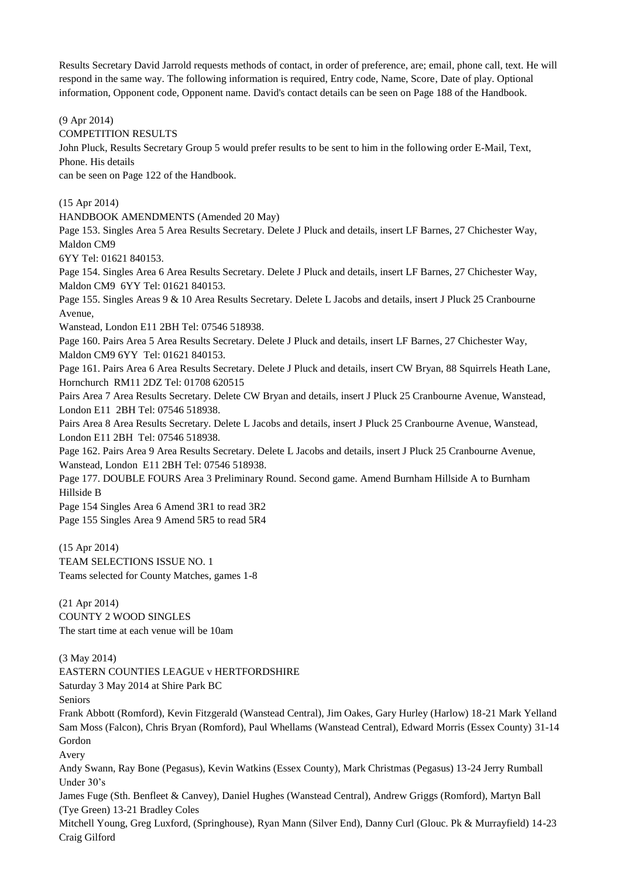Results Secretary David Jarrold requests methods of contact, in order of preference, are; email, phone call, text. He will respond in the same way. The following information is required, Entry code, Name, Score, Date of play. Optional information, Opponent code, Opponent name. David's contact details can be seen on Page 188 of the Handbook.

(9 Apr 2014)
COMPETITION RESULTS
John Pluck, Results Secretary Group 5 would prefer results to be sent to him in the following order E-Mail, Text, Phone. His details
can be seen on Page 122 of the Handbook.

(15 Apr 2014)
HANDBOOK AMENDMENTS (Amended 20 May)
Page 153. Singles Area 5 Area Results Secretary. Delete J Pluck and details, insert LF Barnes, 27 Chichester Way, Maldon CM9
6YY Tel: 01621 840153.
Page 154. Singles Area 6 Area Results Secretary. Delete J Pluck and details, insert LF Barnes, 27 Chichester Way, Maldon CM9 6YY Tel: 01621 840153.
Page 155. Singles Areas 9 & 10 Area Results Secretary. Delete L Jacobs and details, insert J Pluck 25 Cranbourne Avenue,
Wanstead, London E11 2BH Tel: 07546 518938.
Page 160. Pairs Area 5 Area Results Secretary. Delete J Pluck and details, insert LF Barnes, 27 Chichester Way, Maldon CM9 6YY Tel: 01621 840153.
Page 161. Pairs Area 6 Area Results Secretary. Delete J Pluck and details, insert CW Bryan, 88 Squirrels Heath Lane, Hornchurch RM11 2DZ Tel: 01708 620515
Pairs Area 7 Area Results Secretary. Delete CW Bryan and details, insert J Pluck 25 Cranbourne Avenue, Wanstead, London E11 2BH Tel: 07546 518938.
Pairs Area 8 Area Results Secretary. Delete L Jacobs and details, insert J Pluck 25 Cranbourne Avenue, Wanstead, London E11 2BH Tel: 07546 518938.
Page 162. Pairs Area 9 Area Results Secretary. Delete L Jacobs and details, insert J Pluck 25 Cranbourne Avenue, Wanstead, London E11 2BH Tel: 07546 518938.
Page 177. DOUBLE FOURS Area 3 Preliminary Round. Second game. Amend Burnham Hillside A to Burnham Hillside B
Page 154 Singles Area 6 Amend 3R1 to read 3R2
Page 155 Singles Area 9 Amend 5R5 to read 5R4

(15 Apr 2014)
TEAM SELECTIONS ISSUE NO. 1
Teams selected for County Matches, games 1-8

(21 Apr 2014)
COUNTY 2 WOOD SINGLES
The start time at each venue will be 10am

(3 May 2014)
EASTERN COUNTIES LEAGUE v HERTFORDSHIRE
Saturday 3 May 2014 at Shire Park BC
Seniors
Frank Abbott (Romford), Kevin Fitzgerald (Wanstead Central), Jim Oakes, Gary Hurley (Harlow) 18-21 Mark Yelland
Sam Moss (Falcon), Chris Bryan (Romford), Paul Whellams (Wanstead Central), Edward Morris (Essex County) 31-14 Gordon
Avery
Andy Swann, Ray Bone (Pegasus), Kevin Watkins (Essex County), Mark Christmas (Pegasus) 13-24 Jerry Rumball
Under 30's
James Fuge (Sth. Benfleet & Canvey), Daniel Hughes (Wanstead Central), Andrew Griggs (Romford), Martyn Ball (Tye Green) 13-21 Bradley Coles
Mitchell Young, Greg Luxford, (Springhouse), Ryan Mann (Silver End), Danny Curl (Glouc. Pk & Murrayfield) 14-23 Craig Gilford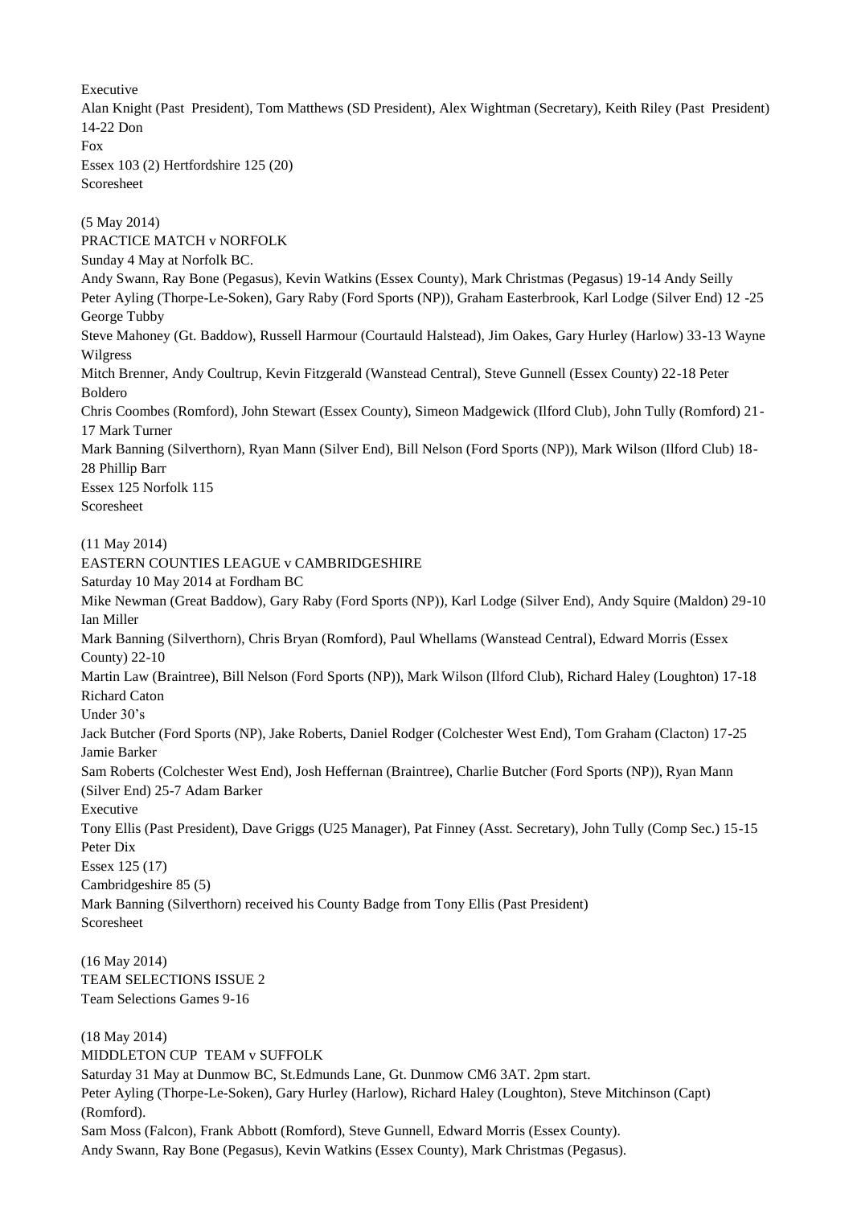Executive

Alan Knight (Past President), Tom Matthews (SD President), Alex Wightman (Secretary), Keith Riley (Past President) 14-22 Don Fox

Essex 103 (2) Hertfordshire 125 (20)

Scoresheet

(5 May 2014)

PRACTICE MATCH v NORFOLK

Sunday 4 May at Norfolk BC.

Andy Swann, Ray Bone (Pegasus), Kevin Watkins (Essex County), Mark Christmas (Pegasus) 19-14 Andy Seilly

Peter Ayling (Thorpe-Le-Soken), Gary Raby (Ford Sports (NP)), Graham Easterbrook, Karl Lodge (Silver End) 12 -25 George Tubby

Steve Mahoney (Gt. Baddow), Russell Harmour (Courtauld Halstead), Jim Oakes, Gary Hurley (Harlow) 33-13 Wayne Wilgress

Mitch Brenner, Andy Coultrup, Kevin Fitzgerald (Wanstead Central), Steve Gunnell (Essex County) 22-18 Peter Boldero

Chris Coombes (Romford), John Stewart (Essex County), Simeon Madgewick (Ilford Club), John Tully (Romford) 21-17 Mark Turner

Mark Banning (Silverthorn), Ryan Mann (Silver End), Bill Nelson (Ford Sports (NP)), Mark Wilson (Ilford Club) 18-28 Phillip Barr

Essex 125 Norfolk 115

Scoresheet

(11 May 2014)

EASTERN COUNTIES LEAGUE v CAMBRIDGESHIRE

Saturday 10 May 2014 at Fordham BC

Mike Newman (Great Baddow), Gary Raby (Ford Sports (NP)), Karl Lodge (Silver End), Andy Squire (Maldon) 29-10 Ian Miller

Mark Banning (Silverthorn), Chris Bryan (Romford), Paul Whellams (Wanstead Central), Edward Morris (Essex County) 22-10

Martin Law (Braintree), Bill Nelson (Ford Sports (NP)), Mark Wilson (Ilford Club), Richard Haley (Loughton) 17-18 Richard Caton

Under 30's

Jack Butcher (Ford Sports (NP), Jake Roberts, Daniel Rodger (Colchester West End), Tom Graham (Clacton) 17-25 Jamie Barker

Sam Roberts (Colchester West End), Josh Heffernan (Braintree), Charlie Butcher (Ford Sports (NP)), Ryan Mann (Silver End) 25-7 Adam Barker

Executive

Tony Ellis (Past President), Dave Griggs (U25 Manager), Pat Finney (Asst. Secretary), John Tully (Comp Sec.) 15-15 Peter Dix

Essex 125 (17)

Cambridgeshire 85 (5)

Mark Banning (Silverthorn) received his County Badge from Tony Ellis (Past President)

Scoresheet

(16 May 2014)

TEAM SELECTIONS ISSUE 2

Team Selections Games 9-16

(18 May 2014)

MIDDLETON CUP TEAM v SUFFOLK

Saturday 31 May at Dunmow BC, St.Edmunds Lane, Gt. Dunmow CM6 3AT. 2pm start.

Peter Ayling (Thorpe-Le-Soken), Gary Hurley (Harlow), Richard Haley (Loughton), Steve Mitchinson (Capt) (Romford).

Sam Moss (Falcon), Frank Abbott (Romford), Steve Gunnell, Edward Morris (Essex County).

Andy Swann, Ray Bone (Pegasus), Kevin Watkins (Essex County), Mark Christmas (Pegasus).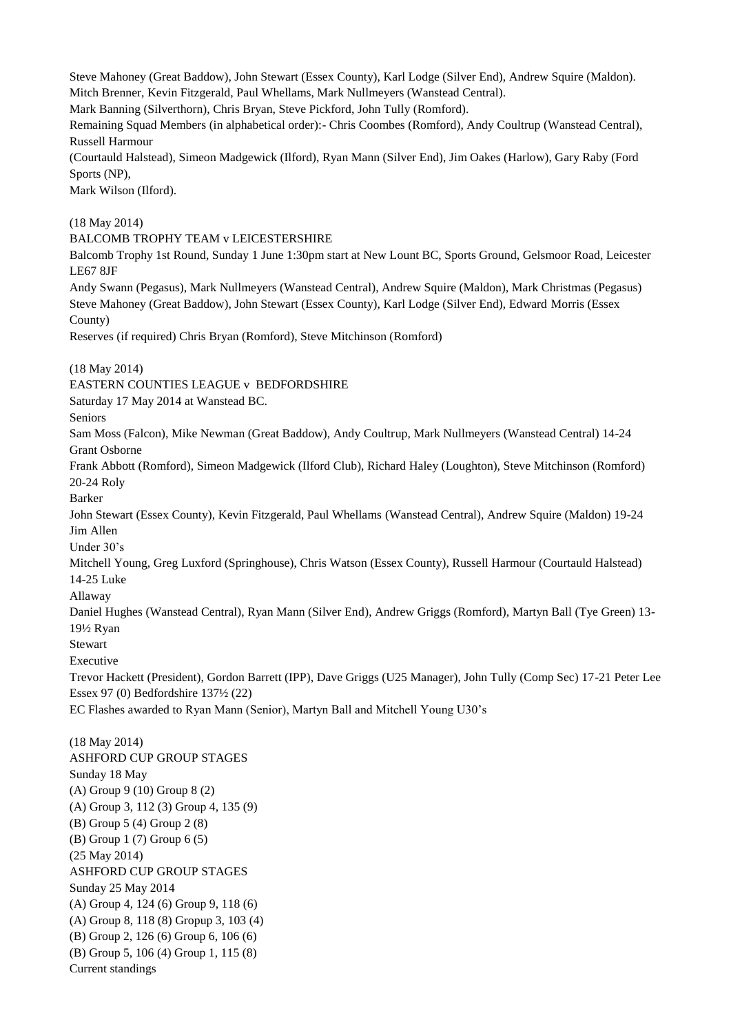Steve Mahoney (Great Baddow), John Stewart (Essex County), Karl Lodge (Silver End), Andrew Squire (Maldon).
Mitch Brenner, Kevin Fitzgerald, Paul Whellams, Mark Nullmeyers (Wanstead Central).
Mark Banning (Silverthorn), Chris Bryan, Steve Pickford, John Tully (Romford).
Remaining Squad Members (in alphabetical order):- Chris Coombes (Romford), Andy Coultrup (Wanstead Central), Russell Harmour
(Courtauld Halstead), Simeon Madgewick (Ilford), Ryan Mann (Silver End), Jim Oakes (Harlow), Gary Raby (Ford Sports (NP),
Mark Wilson (Ilford).

(18 May 2014)
BALCOMB TROPHY TEAM v LEICESTERSHIRE
Balcomb Trophy 1st Round, Sunday 1 June 1:30pm start at New Lount BC, Sports Ground, Gelsmoor Road, Leicester LE67 8JF
Andy Swann (Pegasus), Mark Nullmeyers (Wanstead Central), Andrew Squire (Maldon), Mark Christmas (Pegasus)
Steve Mahoney (Great Baddow), John Stewart (Essex County), Karl Lodge (Silver End), Edward Morris (Essex County)
Reserves (if required) Chris Bryan (Romford), Steve Mitchinson (Romford)

(18 May 2014)
EASTERN COUNTIES LEAGUE v BEDFORDSHIRE
Saturday 17 May 2014 at Wanstead BC.
Seniors
Sam Moss (Falcon), Mike Newman (Great Baddow), Andy Coultrup, Mark Nullmeyers (Wanstead Central) 14-24 Grant Osborne
Frank Abbott (Romford), Simeon Madgewick (Ilford Club), Richard Haley (Loughton), Steve Mitchinson (Romford) 20-24 Roly Barker
John Stewart (Essex County), Kevin Fitzgerald, Paul Whellams (Wanstead Central), Andrew Squire (Maldon) 19-24 Jim Allen
Under 30's
Mitchell Young, Greg Luxford (Springhouse), Chris Watson (Essex County), Russell Harmour (Courtauld Halstead) 14-25 Luke Allaway
Daniel Hughes (Wanstead Central), Ryan Mann (Silver End), Andrew Griggs (Romford), Martyn Ball (Tye Green) 13-19½ Ryan Stewart
Executive
Trevor Hackett (President), Gordon Barrett (IPP), Dave Griggs (U25 Manager), John Tully (Comp Sec) 17-21 Peter Lee
Essex 97 (0) Bedfordshire 137½ (22)
EC Flashes awarded to Ryan Mann (Senior), Martyn Ball and Mitchell Young U30's

(18 May 2014)
ASHFORD CUP GROUP STAGES
Sunday 18 May
(A) Group 9 (10) Group 8 (2)
(A) Group 3, 112 (3) Group 4, 135 (9)
(B) Group 5 (4) Group 2 (8)
(B) Group 1 (7) Group 6 (5)
(25 May 2014)
ASHFORD CUP GROUP STAGES
Sunday 25 May 2014
(A) Group 4, 124 (6) Group 9, 118 (6)
(A) Group 8, 118 (8) Gropup 3, 103 (4)
(B) Group 2, 126 (6) Group 6, 106 (6)
(B) Group 5, 106 (4) Group 1, 115 (8)
Current standings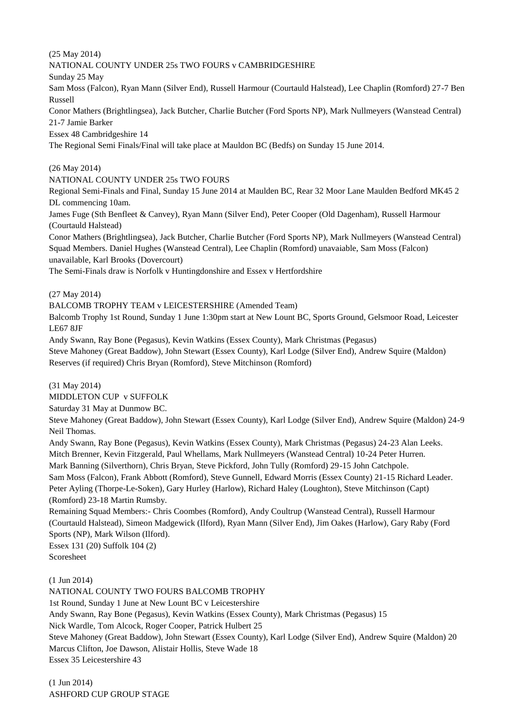(25 May 2014)

NATIONAL COUNTY UNDER 25s TWO FOURS v CAMBRIDGESHIRE

Sunday 25 May

Sam Moss (Falcon), Ryan Mann (Silver End), Russell Harmour (Courtauld Halstead), Lee Chaplin (Romford) 27-7 Ben Russell

Conor Mathers (Brightlingsea), Jack Butcher, Charlie Butcher (Ford Sports NP), Mark Nullmeyers (Wanstead Central) 21-7 Jamie Barker

Essex 48 Cambridgeshire 14

The Regional Semi Finals/Final will take place at Mauldon BC (Bedfs) on Sunday 15 June 2014.

(26 May 2014)

NATIONAL COUNTY UNDER 25s TWO FOURS

Regional Semi-Finals and Final, Sunday 15 June 2014 at Maulden BC, Rear 32 Moor Lane Maulden Bedford MK45 2 DL commencing 10am.

James Fuge (Sth Benfleet & Canvey), Ryan Mann (Silver End), Peter Cooper (Old Dagenham), Russell Harmour (Courtauld Halstead)

Conor Mathers (Brightlingsea), Jack Butcher, Charlie Butcher (Ford Sports NP), Mark Nullmeyers (Wanstead Central)

Squad Members. Daniel Hughes (Wanstead Central), Lee Chaplin (Romford) unavaiable, Sam Moss (Falcon) unavailable, Karl Brooks (Dovercourt)

The Semi-Finals draw is Norfolk v Huntingdonshire and Essex v Hertfordshire

(27 May 2014)

BALCOMB TROPHY TEAM v LEICESTERSHIRE (Amended Team)

Balcomb Trophy 1st Round, Sunday 1 June 1:30pm start at New Lount BC, Sports Ground, Gelsmoor Road, Leicester LE67 8JF

Andy Swann, Ray Bone (Pegasus), Kevin Watkins (Essex County), Mark Christmas (Pegasus)

Steve Mahoney (Great Baddow), John Stewart (Essex County), Karl Lodge (Silver End), Andrew Squire (Maldon)

Reserves (if required) Chris Bryan (Romford), Steve Mitchinson (Romford)

(31 May 2014)

MIDDLETON CUP v SUFFOLK

Saturday 31 May at Dunmow BC.

Steve Mahoney (Great Baddow), John Stewart (Essex County), Karl Lodge (Silver End), Andrew Squire (Maldon) 24-9 Neil Thomas.

Andy Swann, Ray Bone (Pegasus), Kevin Watkins (Essex County), Mark Christmas (Pegasus) 24-23 Alan Leeks.

Mitch Brenner, Kevin Fitzgerald, Paul Whellams, Mark Nullmeyers (Wanstead Central) 10-24 Peter Hurren.

Mark Banning (Silverthorn), Chris Bryan, Steve Pickford, John Tully (Romford) 29-15 John Catchpole.

Sam Moss (Falcon), Frank Abbott (Romford), Steve Gunnell, Edward Morris (Essex County) 21-15 Richard Leader.

Peter Ayling (Thorpe-Le-Soken), Gary Hurley (Harlow), Richard Haley (Loughton), Steve Mitchinson (Capt) (Romford) 23-18 Martin Rumsby.

Remaining Squad Members:- Chris Coombes (Romford), Andy Coultrup (Wanstead Central), Russell Harmour (Courtauld Halstead), Simeon Madgewick (Ilford), Ryan Mann (Silver End), Jim Oakes (Harlow), Gary Raby (Ford Sports (NP), Mark Wilson (Ilford).

Essex 131 (20) Suffolk 104 (2)

Scoresheet

(1 Jun 2014)

NATIONAL COUNTY TWO FOURS BALCOMB TROPHY

1st Round, Sunday 1 June at New Lount BC v Leicestershire

Andy Swann, Ray Bone (Pegasus), Kevin Watkins (Essex County), Mark Christmas (Pegasus) 15

Nick Wardle, Tom Alcock, Roger Cooper, Patrick Hulbert 25

Steve Mahoney (Great Baddow), John Stewart (Essex County), Karl Lodge (Silver End), Andrew Squire (Maldon) 20

Marcus Clifton, Joe Dawson, Alistair Hollis, Steve Wade 18

Essex 35 Leicestershire 43

(1 Jun 2014)

ASHFORD CUP GROUP STAGE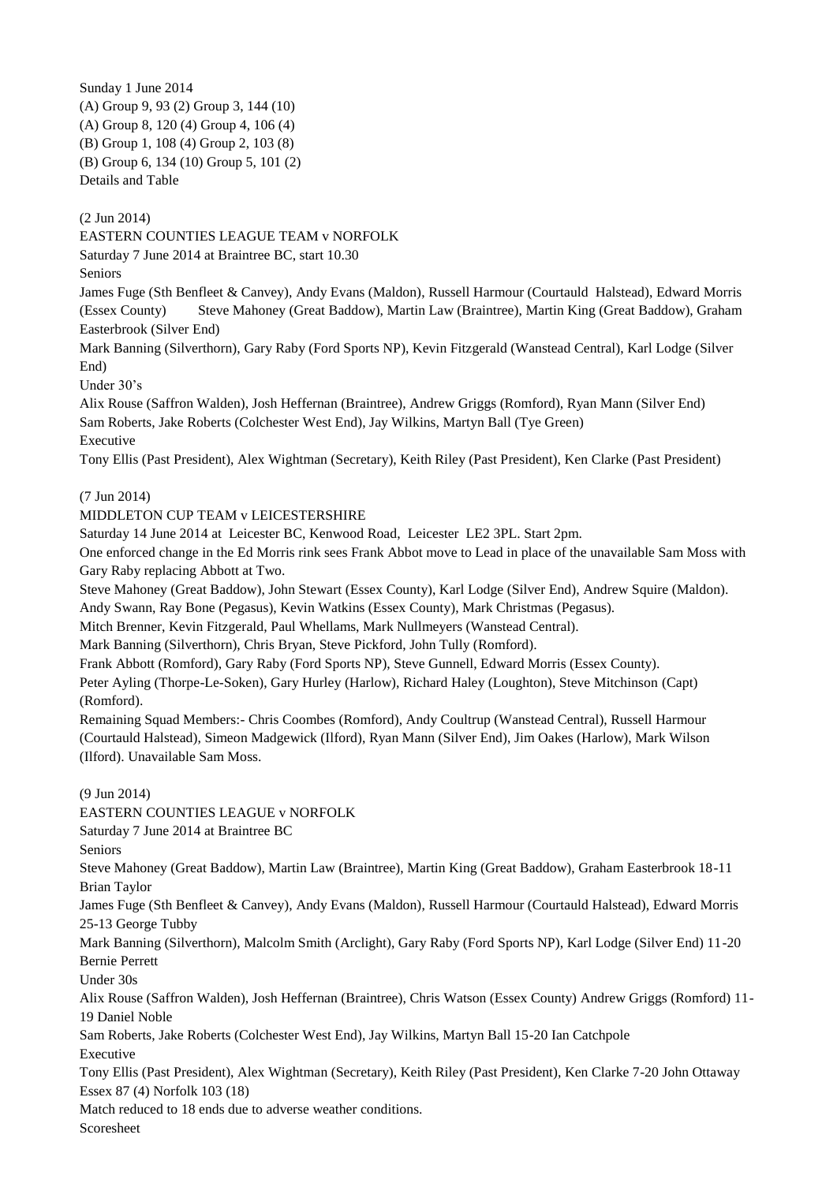Sunday 1 June 2014
(A) Group 9, 93 (2) Group 3, 144 (10)
(A) Group 8, 120 (4) Group 4, 106 (4)
(B) Group 1, 108 (4) Group 2, 103 (8)
(B) Group 6, 134 (10) Group 5, 101 (2)
Details and Table

(2 Jun 2014)
EASTERN COUNTIES LEAGUE TEAM v NORFOLK
Saturday 7 June 2014 at Braintree BC, start 10.30
Seniors
James Fuge (Sth Benfleet & Canvey), Andy Evans (Maldon), Russell Harmour (Courtauld Halstead), Edward Morris (Essex County) Steve Mahoney (Great Baddow), Martin Law (Braintree), Martin King (Great Baddow), Graham Easterbrook (Silver End)
Mark Banning (Silverthorn), Gary Raby (Ford Sports NP), Kevin Fitzgerald (Wanstead Central), Karl Lodge (Silver End)
Under 30's
Alix Rouse (Saffron Walden), Josh Heffernan (Braintree), Andrew Griggs (Romford), Ryan Mann (Silver End)
Sam Roberts, Jake Roberts (Colchester West End), Jay Wilkins, Martyn Ball (Tye Green)
Executive
Tony Ellis (Past President), Alex Wightman (Secretary), Keith Riley (Past President), Ken Clarke (Past President)

(7 Jun 2014)
MIDDLETON CUP TEAM v LEICESTERSHIRE
Saturday 14 June 2014 at Leicester BC, Kenwood Road, Leicester LE2 3PL. Start 2pm.
One enforced change in the Ed Morris rink sees Frank Abbot move to Lead in place of the unavailable Sam Moss with Gary Raby replacing Abbott at Two.
Steve Mahoney (Great Baddow), John Stewart (Essex County), Karl Lodge (Silver End), Andrew Squire (Maldon).
Andy Swann, Ray Bone (Pegasus), Kevin Watkins (Essex County), Mark Christmas (Pegasus).
Mitch Brenner, Kevin Fitzgerald, Paul Whellams, Mark Nullmeyers (Wanstead Central).
Mark Banning (Silverthorn), Chris Bryan, Steve Pickford, John Tully (Romford).
Frank Abbott (Romford), Gary Raby (Ford Sports NP), Steve Gunnell, Edward Morris (Essex County).
Peter Ayling (Thorpe-Le-Soken), Gary Hurley (Harlow), Richard Haley (Loughton), Steve Mitchinson (Capt) (Romford).
Remaining Squad Members:- Chris Coombes (Romford), Andy Coultrup (Wanstead Central), Russell Harmour (Courtauld Halstead), Simeon Madgewick (Ilford), Ryan Mann (Silver End), Jim Oakes (Harlow), Mark Wilson (Ilford). Unavailable Sam Moss.

(9 Jun 2014)
EASTERN COUNTIES LEAGUE v NORFOLK
Saturday 7 June 2014 at Braintree BC
Seniors
Steve Mahoney (Great Baddow), Martin Law (Braintree), Martin King (Great Baddow), Graham Easterbrook 18-11 Brian Taylor
James Fuge (Sth Benfleet & Canvey), Andy Evans (Maldon), Russell Harmour (Courtauld Halstead), Edward Morris 25-13 George Tubby
Mark Banning (Silverthorn), Malcolm Smith (Arclight), Gary Raby (Ford Sports NP), Karl Lodge (Silver End) 11-20 Bernie Perrett
Under 30s
Alix Rouse (Saffron Walden), Josh Heffernan (Braintree), Chris Watson (Essex County) Andrew Griggs (Romford) 11-19 Daniel Noble
Sam Roberts, Jake Roberts (Colchester West End), Jay Wilkins, Martyn Ball 15-20 Ian Catchpole
Executive
Tony Ellis (Past President), Alex Wightman (Secretary), Keith Riley (Past President), Ken Clarke 7-20 John Ottaway
Essex 87 (4) Norfolk 103 (18)
Match reduced to 18 ends due to adverse weather conditions.
Scoresheet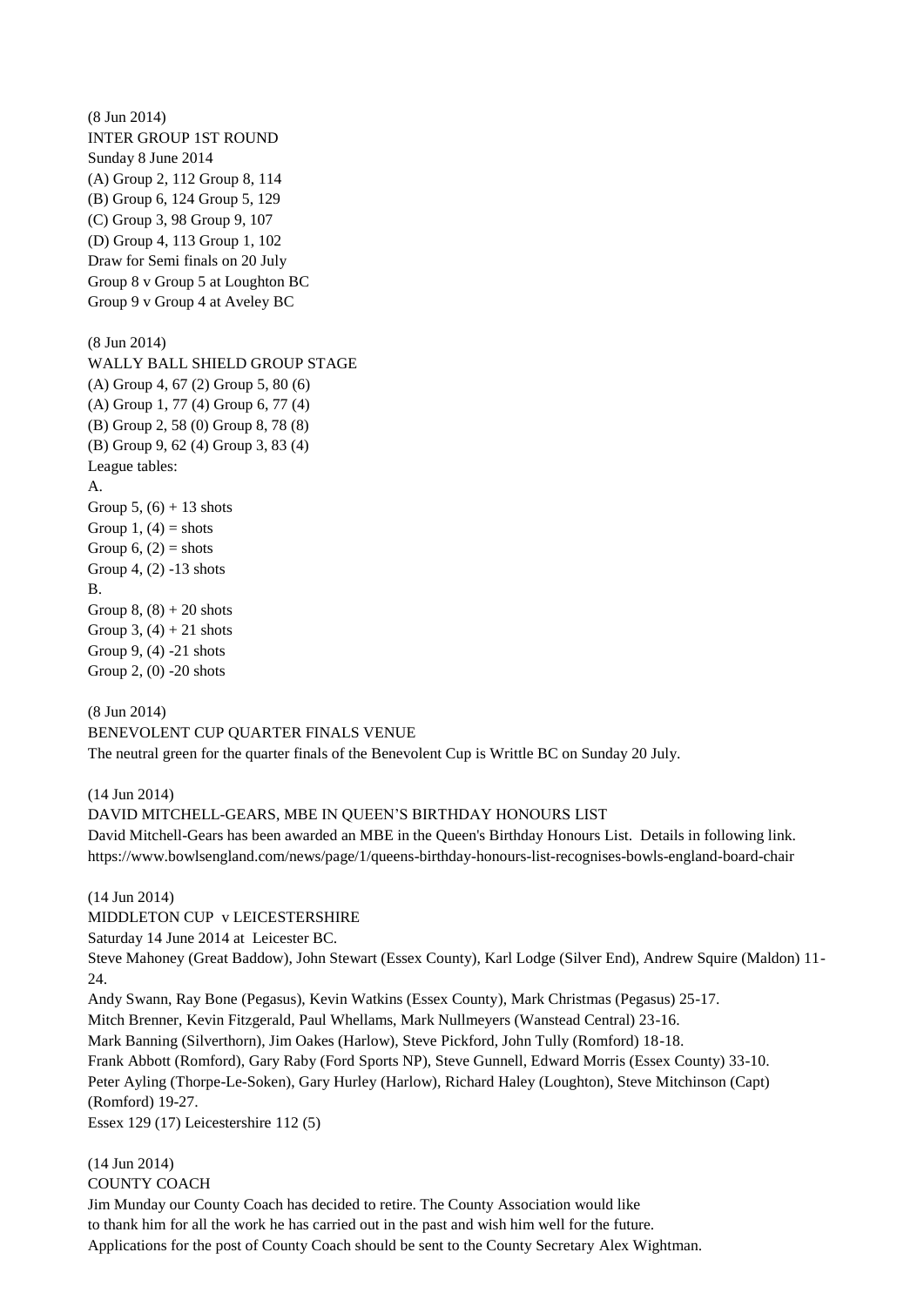(8 Jun 2014)
INTER GROUP 1ST ROUND
Sunday 8 June 2014
(A) Group 2, 112 Group 8, 114
(B) Group 6, 124 Group 5, 129
(C) Group 3, 98 Group 9, 107
(D) Group 4, 113 Group 1, 102
Draw for Semi finals on 20 July
Group 8 v Group 5 at Loughton BC
Group 9 v Group 4 at Aveley BC

(8 Jun 2014)
WALLY BALL SHIELD GROUP STAGE
(A) Group 4, 67 (2) Group 5, 80 (6)
(A) Group 1, 77 (4) Group 6, 77 (4)
(B) Group 2, 58 (0) Group 8, 78 (8)
(B) Group 9, 62 (4) Group 3, 83 (4)
League tables:
A.
Group 5, (6) + 13 shots
Group 1, (4) = shots
Group 6, (2) = shots
Group 4, (2) -13 shots
B.
Group 8, (8) + 20 shots
Group 3, (4) + 21 shots
Group 9, (4) -21 shots
Group 2, (0) -20 shots

(8 Jun 2014)
BENEVOLENT CUP QUARTER FINALS VENUE
The neutral green for the quarter finals of the Benevolent Cup is Writtle BC on Sunday 20 July.

(14 Jun 2014)
DAVID MITCHELL-GEARS, MBE IN QUEEN'S BIRTHDAY HONOURS LIST
David Mitchell-Gears has been awarded an MBE in the Queen's Birthday Honours List. Details in following link.
https://www.bowlsengland.com/news/page/1/queens-birthday-honours-list-recognises-bowls-england-board-chair

(14 Jun 2014)
MIDDLETON CUP v LEICESTERSHIRE
Saturday 14 June 2014 at Leicester BC.
Steve Mahoney (Great Baddow), John Stewart (Essex County), Karl Lodge (Silver End), Andrew Squire (Maldon) 11-24.
Andy Swann, Ray Bone (Pegasus), Kevin Watkins (Essex County), Mark Christmas (Pegasus) 25-17.
Mitch Brenner, Kevin Fitzgerald, Paul Whellams, Mark Nullmeyers (Wanstead Central) 23-16.
Mark Banning (Silverthorn), Jim Oakes (Harlow), Steve Pickford, John Tully (Romford) 18-18.
Frank Abbott (Romford), Gary Raby (Ford Sports NP), Steve Gunnell, Edward Morris (Essex County) 33-10.
Peter Ayling (Thorpe-Le-Soken), Gary Hurley (Harlow), Richard Haley (Loughton), Steve Mitchinson (Capt) (Romford) 19-27.
Essex 129 (17) Leicestershire 112 (5)

(14 Jun 2014)
COUNTY COACH
Jim Munday our County Coach has decided to retire. The County Association would like to thank him for all the work he has carried out in the past and wish him well for the future.
Applications for the post of County Coach should be sent to the County Secretary Alex Wightman.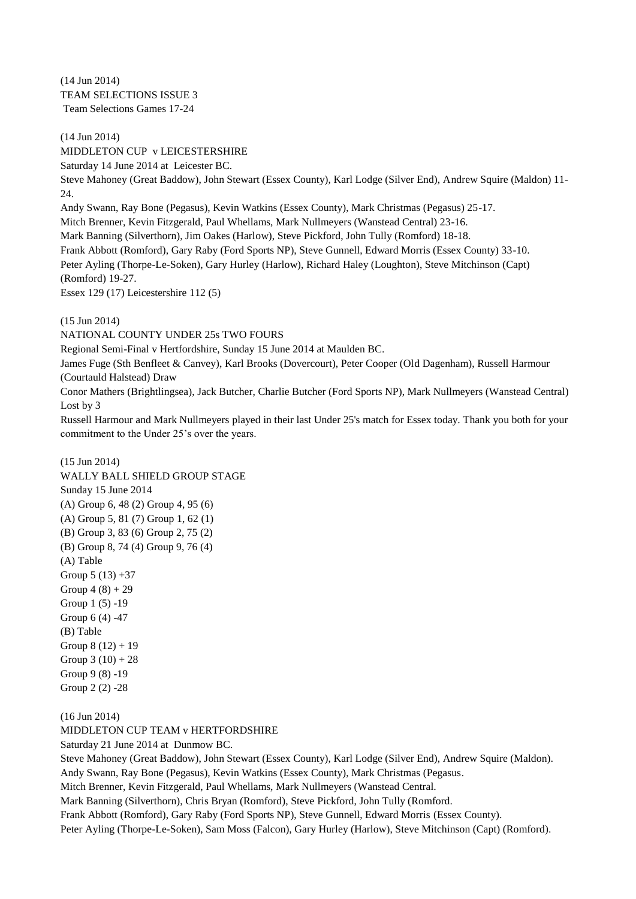(14 Jun 2014)
TEAM SELECTIONS ISSUE 3
Team Selections Games 17-24

(14 Jun 2014)
MIDDLETON CUP v LEICESTERSHIRE
Saturday 14 June 2014 at Leicester BC.
Steve Mahoney (Great Baddow), John Stewart (Essex County), Karl Lodge (Silver End), Andrew Squire (Maldon) 11-24.
Andy Swann, Ray Bone (Pegasus), Kevin Watkins (Essex County), Mark Christmas (Pegasus) 25-17.
Mitch Brenner, Kevin Fitzgerald, Paul Whellams, Mark Nullmeyers (Wanstead Central) 23-16.
Mark Banning (Silverthorn), Jim Oakes (Harlow), Steve Pickford, John Tully (Romford) 18-18.
Frank Abbott (Romford), Gary Raby (Ford Sports NP), Steve Gunnell, Edward Morris (Essex County) 33-10.
Peter Ayling (Thorpe-Le-Soken), Gary Hurley (Harlow), Richard Haley (Loughton), Steve Mitchinson (Capt) (Romford) 19-27.
Essex 129 (17) Leicestershire 112 (5)

(15 Jun 2014)
NATIONAL COUNTY UNDER 25s TWO FOURS
Regional Semi-Final v Hertfordshire, Sunday 15 June 2014 at Maulden BC.
James Fuge (Sth Benfleet & Canvey), Karl Brooks (Dovercourt), Peter Cooper (Old Dagenham), Russell Harmour (Courtauld Halstead) Draw
Conor Mathers (Brightlingsea), Jack Butcher, Charlie Butcher (Ford Sports NP), Mark Nullmeyers (Wanstead Central) Lost by 3
Russell Harmour and Mark Nullmeyers played in their last Under 25's match for Essex today. Thank you both for your commitment to the Under 25's over the years.

(15 Jun 2014)
WALLY BALL SHIELD GROUP STAGE
Sunday 15 June 2014
(A) Group 6, 48 (2) Group 4, 95 (6)
(A) Group 5, 81 (7) Group 1, 62 (1)
(B) Group 3, 83 (6) Group 2, 75 (2)
(B) Group 8, 74 (4) Group 9, 76 (4)
(A) Table
Group 5 (13) +37
Group 4 (8) + 29
Group 1 (5) -19
Group 6 (4) -47
(B) Table
Group 8 (12) + 19
Group 3 (10) + 28
Group 9 (8) -19
Group 2 (2) -28

(16 Jun 2014)
MIDDLETON CUP TEAM v HERTFORDSHIRE
Saturday 21 June 2014 at Dunmow BC.
Steve Mahoney (Great Baddow), John Stewart (Essex County), Karl Lodge (Silver End), Andrew Squire (Maldon).
Andy Swann, Ray Bone (Pegasus), Kevin Watkins (Essex County), Mark Christmas (Pegasus.
Mitch Brenner, Kevin Fitzgerald, Paul Whellams, Mark Nullmeyers (Wanstead Central.
Mark Banning (Silverthorn), Chris Bryan (Romford), Steve Pickford, John Tully (Romford.
Frank Abbott (Romford), Gary Raby (Ford Sports NP), Steve Gunnell, Edward Morris (Essex County).
Peter Ayling (Thorpe-Le-Soken), Sam Moss (Falcon), Gary Hurley (Harlow), Steve Mitchinson (Capt) (Romford).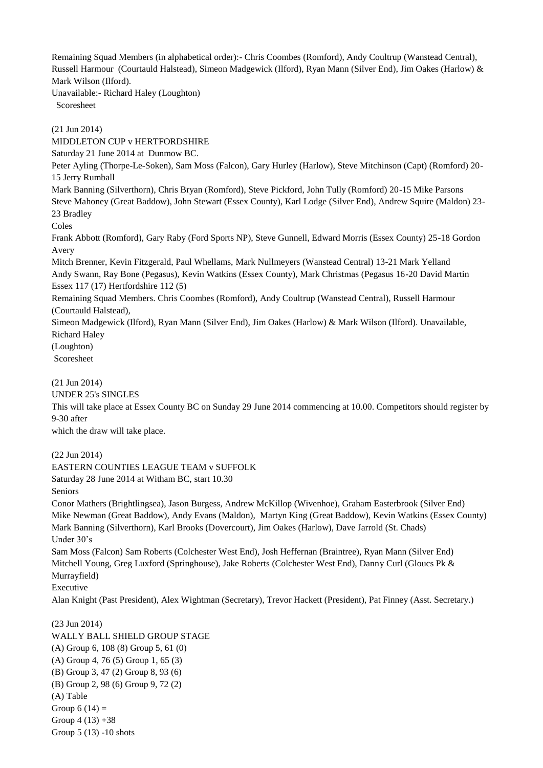Remaining Squad Members (in alphabetical order):- Chris Coombes (Romford), Andy Coultrup (Wanstead Central), Russell Harmour (Courtauld Halstead), Simeon Madgewick (Ilford), Ryan Mann (Silver End), Jim Oakes (Harlow) & Mark Wilson (Ilford).

Unavailable:- Richard Haley (Loughton)

Scoresheet

(21 Jun 2014)

MIDDLETON CUP v HERTFORDSHIRE

Saturday 21 June 2014 at Dunmow BC.

Peter Ayling (Thorpe-Le-Soken), Sam Moss (Falcon), Gary Hurley (Harlow), Steve Mitchinson (Capt) (Romford) 20-15 Jerry Rumball

Mark Banning (Silverthorn), Chris Bryan (Romford), Steve Pickford, John Tully (Romford) 20-15 Mike Parsons

Steve Mahoney (Great Baddow), John Stewart (Essex County), Karl Lodge (Silver End), Andrew Squire (Maldon) 23-23 Bradley Coles

Frank Abbott (Romford), Gary Raby (Ford Sports NP), Steve Gunnell, Edward Morris (Essex County) 25-18 Gordon Avery

Mitch Brenner, Kevin Fitzgerald, Paul Whellams, Mark Nullmeyers (Wanstead Central) 13-21 Mark Yelland

Andy Swann, Ray Bone (Pegasus), Kevin Watkins (Essex County), Mark Christmas (Pegasus 16-20 David Martin

Essex 117 (17) Hertfordshire 112 (5)

Remaining Squad Members. Chris Coombes (Romford), Andy Coultrup (Wanstead Central), Russell Harmour (Courtauld Halstead),
Simeon Madgewick (Ilford), Ryan Mann (Silver End), Jim Oakes (Harlow) & Mark Wilson (Ilford). Unavailable, Richard Haley (Loughton)

Scoresheet

(21 Jun 2014)

UNDER 25's SINGLES

This will take place at Essex County BC on Sunday 29 June 2014 commencing at 10.00. Competitors should register by 9-30 after which the draw will take place.

(22 Jun 2014)

EASTERN COUNTIES LEAGUE TEAM v SUFFOLK

Saturday 28 June 2014 at Witham BC, start 10.30

Seniors

Conor Mathers (Brightlingsea), Jason Burgess, Andrew McKillop (Wivenhoe), Graham Easterbrook (Silver End)
Mike Newman (Great Baddow), Andy Evans (Maldon), Martyn King (Great Baddow), Kevin Watkins (Essex County)
Mark Banning (Silverthorn), Karl Brooks (Dovercourt), Jim Oakes (Harlow), Dave Jarrold (St. Chads)

Under 30's

Sam Moss (Falcon) Sam Roberts (Colchester West End), Josh Heffernan (Braintree), Ryan Mann (Silver End)
Mitchell Young, Greg Luxford (Springhouse), Jake Roberts (Colchester West End), Danny Curl (Gloucs Pk & Murrayfield)

Executive

Alan Knight (Past President), Alex Wightman (Secretary), Trevor Hackett (President), Pat Finney (Asst. Secretary.)

(23 Jun 2014)

WALLY BALL SHIELD GROUP STAGE

(A) Group 6, 108 (8) Group 5, 61 (0)
(A) Group 4, 76 (5) Group 1, 65 (3)
(B) Group 3, 47 (2) Group 8, 93 (6)
(B) Group 2, 98 (6) Group 9, 72 (2)

(A) Table
Group 6 (14) =
Group 4 (13) +38
Group 5 (13) -10 shots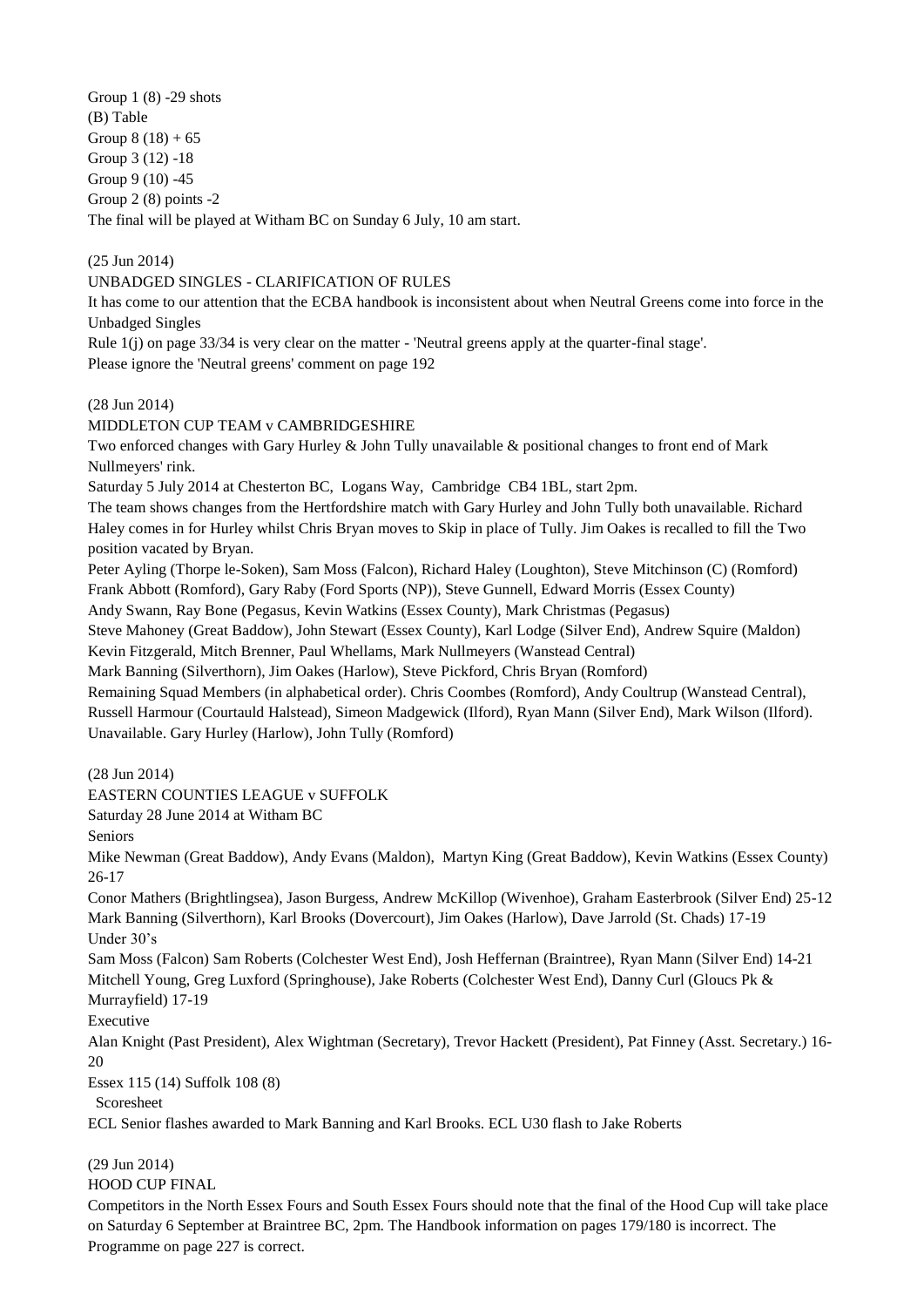Group 1 (8) -29 shots
(B) Table
Group 8 (18) + 65
Group 3 (12) -18
Group 9 (10) -45
Group 2 (8) points -2
The final will be played at Witham BC on Sunday 6 July, 10 am start.

(25 Jun 2014)
UNBADGED SINGLES - CLARIFICATION OF RULES
It has come to our attention that the ECBA handbook is inconsistent about when Neutral Greens come into force in the Unbadged Singles
Rule 1(j) on page 33/34 is very clear on the matter - 'Neutral greens apply at the quarter-final stage'.
Please ignore the 'Neutral greens' comment on page 192

(28 Jun 2014)
MIDDLETON CUP TEAM v CAMBRIDGESHIRE
Two enforced changes with Gary Hurley & John Tully unavailable & positional changes to front end of Mark Nullmeyers' rink.
Saturday 5 July 2014 at Chesterton BC, Logans Way, Cambridge CB4 1BL, start 2pm.
The team shows changes from the Hertfordshire match with Gary Hurley and John Tully both unavailable. Richard Haley comes in for Hurley whilst Chris Bryan moves to Skip in place of Tully. Jim Oakes is recalled to fill the Two position vacated by Bryan.
Peter Ayling (Thorpe le-Soken), Sam Moss (Falcon), Richard Haley (Loughton), Steve Mitchinson (C) (Romford)
Frank Abbott (Romford), Gary Raby (Ford Sports (NP)), Steve Gunnell, Edward Morris (Essex County)
Andy Swann, Ray Bone (Pegasus, Kevin Watkins (Essex County), Mark Christmas (Pegasus)
Steve Mahoney (Great Baddow), John Stewart (Essex County), Karl Lodge (Silver End), Andrew Squire (Maldon)
Kevin Fitzgerald, Mitch Brenner, Paul Whellams, Mark Nullmeyers (Wanstead Central)
Mark Banning (Silverthorn), Jim Oakes (Harlow), Steve Pickford, Chris Bryan (Romford)
Remaining Squad Members (in alphabetical order). Chris Coombes (Romford), Andy Coultrup (Wanstead Central), Russell Harmour (Courtauld Halstead), Simeon Madgewick (Ilford), Ryan Mann (Silver End), Mark Wilson (Ilford).
Unavailable. Gary Hurley (Harlow), John Tully (Romford)

(28 Jun 2014)
EASTERN COUNTIES LEAGUE v SUFFOLK
Saturday 28 June 2014 at Witham BC
Seniors
Mike Newman (Great Baddow), Andy Evans (Maldon), Martyn King (Great Baddow), Kevin Watkins (Essex County) 26-17
Conor Mathers (Brightlingsea), Jason Burgess, Andrew McKillop (Wivenhoe), Graham Easterbrook (Silver End) 25-12
Mark Banning (Silverthorn), Karl Brooks (Dovercourt), Jim Oakes (Harlow), Dave Jarrold (St. Chads) 17-19
Under 30's
Sam Moss (Falcon) Sam Roberts (Colchester West End), Josh Heffernan (Braintree), Ryan Mann (Silver End) 14-21
Mitchell Young, Greg Luxford (Springhouse), Jake Roberts (Colchester West End), Danny Curl (Gloucs Pk & Murrayfield) 17-19
Executive
Alan Knight (Past President), Alex Wightman (Secretary), Trevor Hackett (President), Pat Finney (Asst. Secretary.) 16-20
Essex 115 (14) Suffolk 108 (8)
Scoresheet
ECL Senior flashes awarded to Mark Banning and Karl Brooks. ECL U30 flash to Jake Roberts

(29 Jun 2014)
HOOD CUP FINAL
Competitors in the North Essex Fours and South Essex Fours should note that the final of the Hood Cup will take place on Saturday 6 September at Braintree BC, 2pm. The Handbook information on pages 179/180 is incorrect. The Programme on page 227 is correct.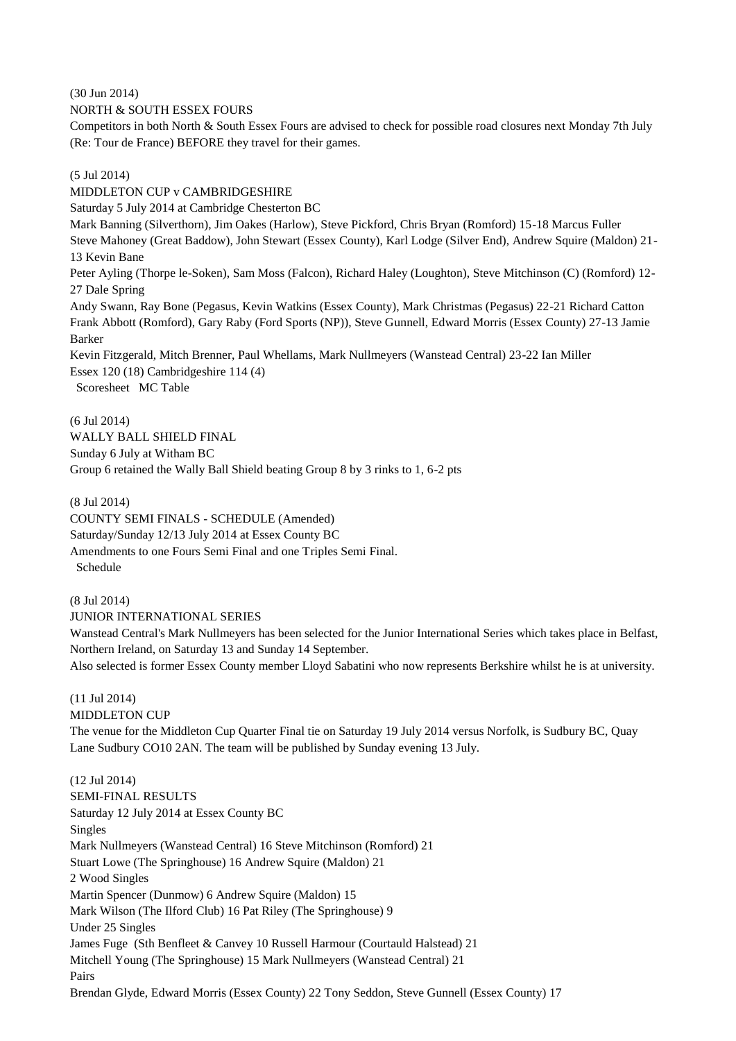(30 Jun 2014)

NORTH & SOUTH ESSEX FOURS

Competitors in both North & South Essex Fours are advised to check for possible road closures next Monday 7th July (Re: Tour de France) BEFORE they travel for their games.

(5 Jul 2014)

MIDDLETON CUP v CAMBRIDGESHIRE

Saturday 5 July 2014 at Cambridge Chesterton BC

Mark Banning (Silverthorn), Jim Oakes (Harlow), Steve Pickford, Chris Bryan (Romford) 15-18 Marcus Fuller

Steve Mahoney (Great Baddow), John Stewart (Essex County), Karl Lodge (Silver End), Andrew Squire (Maldon) 21-13 Kevin Bane

Peter Ayling (Thorpe le-Soken), Sam Moss (Falcon), Richard Haley (Loughton), Steve Mitchinson (C) (Romford) 12-27 Dale Spring

Andy Swann, Ray Bone (Pegasus, Kevin Watkins (Essex County), Mark Christmas (Pegasus) 22-21 Richard Catton

Frank Abbott (Romford), Gary Raby (Ford Sports (NP)), Steve Gunnell, Edward Morris (Essex County) 27-13 Jamie Barker

Kevin Fitzgerald, Mitch Brenner, Paul Whellams, Mark Nullmeyers (Wanstead Central) 23-22 Ian Miller

Essex 120 (18) Cambridgeshire 114 (4)

Scoresheet MC Table

(6 Jul 2014)

WALLY BALL SHIELD FINAL

Sunday 6 July at Witham BC

Group 6 retained the Wally Ball Shield beating Group 8 by 3 rinks to 1, 6-2 pts

(8 Jul 2014)

COUNTY SEMI FINALS - SCHEDULE (Amended)

Saturday/Sunday 12/13 July 2014 at Essex County BC

Amendments to one Fours Semi Final and one Triples Semi Final.

Schedule

(8 Jul 2014)

JUNIOR INTERNATIONAL SERIES

Wanstead Central's Mark Nullmeyers has been selected for the Junior International Series which takes place in Belfast, Northern Ireland, on Saturday 13 and Sunday 14 September.

Also selected is former Essex County member Lloyd Sabatini who now represents Berkshire whilst he is at university.

(11 Jul 2014)

MIDDLETON CUP

The venue for the Middleton Cup Quarter Final tie on Saturday 19 July 2014 versus Norfolk, is Sudbury BC, Quay Lane Sudbury CO10 2AN. The team will be published by Sunday evening 13 July.

(12 Jul 2014)

SEMI-FINAL RESULTS

Saturday 12 July 2014 at Essex County BC

Singles

Mark Nullmeyers (Wanstead Central) 16 Steve Mitchinson (Romford) 21

Stuart Lowe (The Springhouse) 16 Andrew Squire (Maldon) 21

2 Wood Singles

Martin Spencer (Dunmow) 6 Andrew Squire (Maldon) 15

Mark Wilson (The Ilford Club) 16 Pat Riley (The Springhouse) 9

Under 25 Singles

James Fuge (Sth Benfleet & Canvey 10 Russell Harmour (Courtauld Halstead) 21

Mitchell Young (The Springhouse) 15 Mark Nullmeyers (Wanstead Central) 21

Pairs

Brendan Glyde, Edward Morris (Essex County) 22 Tony Seddon, Steve Gunnell (Essex County) 17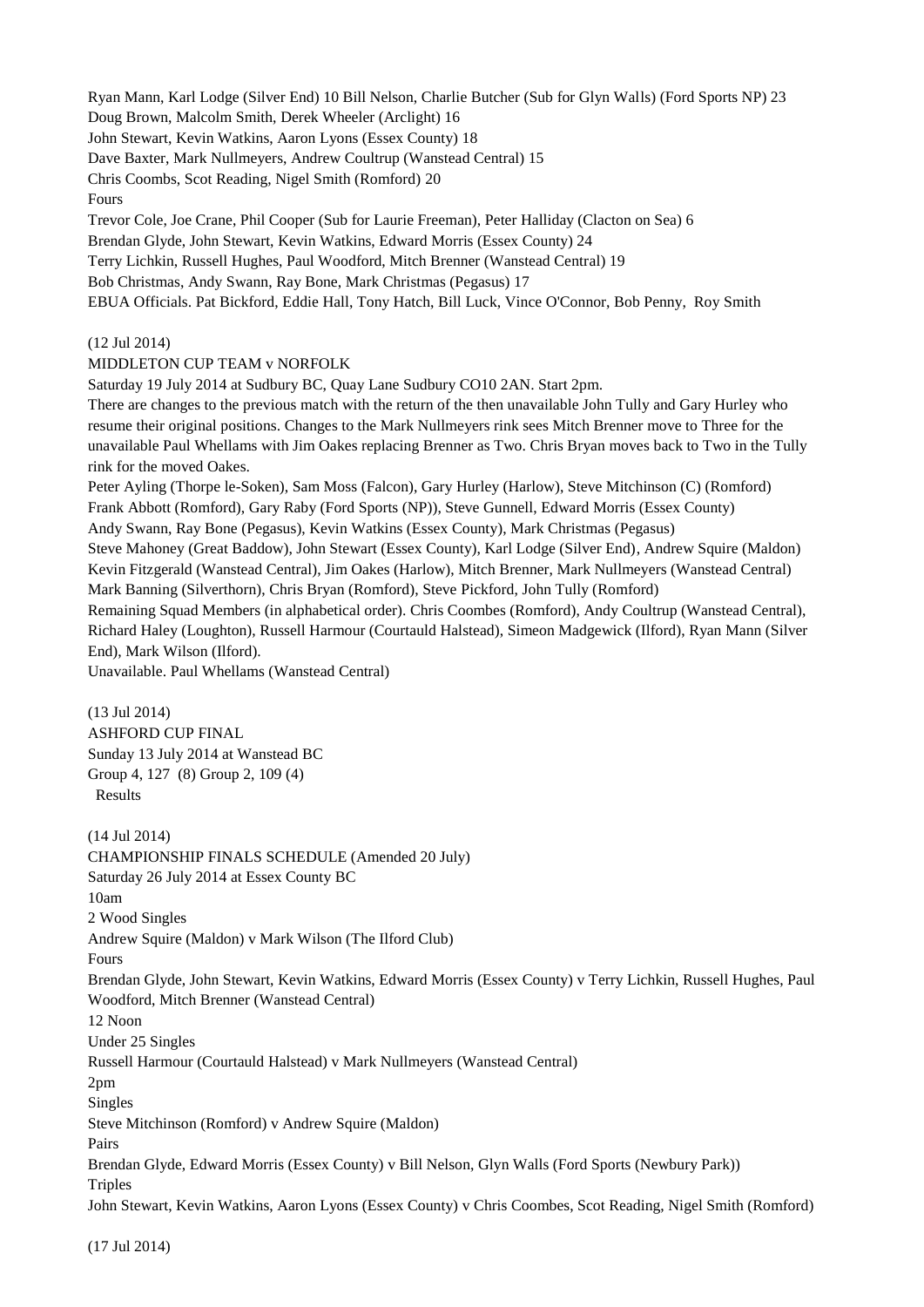Ryan Mann, Karl Lodge (Silver End) 10 Bill Nelson, Charlie Butcher (Sub for Glyn Walls) (Ford Sports NP) 23

Doug Brown, Malcolm Smith, Derek Wheeler (Arclight) 16

John Stewart, Kevin Watkins, Aaron Lyons (Essex County) 18

Dave Baxter, Mark Nullmeyers, Andrew Coultrup (Wanstead Central) 15

Chris Coombs, Scot Reading, Nigel Smith (Romford) 20

Fours

Trevor Cole, Joe Crane, Phil Cooper (Sub for Laurie Freeman), Peter Halliday (Clacton on Sea) 6

Brendan Glyde, John Stewart, Kevin Watkins, Edward Morris (Essex County) 24

Terry Lichkin, Russell Hughes, Paul Woodford, Mitch Brenner (Wanstead Central) 19

Bob Christmas, Andy Swann, Ray Bone, Mark Christmas (Pegasus) 17

EBUA Officials. Pat Bickford, Eddie Hall, Tony Hatch, Bill Luck, Vince O'Connor, Bob Penny, Roy Smith

(12 Jul 2014)

MIDDLETON CUP TEAM v NORFOLK

Saturday 19 July 2014 at Sudbury BC, Quay Lane Sudbury CO10 2AN. Start 2pm.

There are changes to the previous match with the return of the then unavailable John Tully and Gary Hurley who resume their original positions. Changes to the Mark Nullmeyers rink sees Mitch Brenner move to Three for the unavailable Paul Whellams with Jim Oakes replacing Brenner as Two. Chris Bryan moves back to Two in the Tully rink for the moved Oakes.

Peter Ayling (Thorpe le-Soken), Sam Moss (Falcon), Gary Hurley (Harlow), Steve Mitchinson (C) (Romford)

Frank Abbott (Romford), Gary Raby (Ford Sports (NP)), Steve Gunnell, Edward Morris (Essex County)

Andy Swann, Ray Bone (Pegasus), Kevin Watkins (Essex County), Mark Christmas (Pegasus)

Steve Mahoney (Great Baddow), John Stewart (Essex County), Karl Lodge (Silver End), Andrew Squire (Maldon)

Kevin Fitzgerald (Wanstead Central), Jim Oakes (Harlow), Mitch Brenner, Mark Nullmeyers (Wanstead Central)

Mark Banning (Silverthorn), Chris Bryan (Romford), Steve Pickford, John Tully (Romford)

Remaining Squad Members (in alphabetical order). Chris Coombes (Romford), Andy Coultrup (Wanstead Central), Richard Haley (Loughton), Russell Harmour (Courtauld Halstead), Simeon Madgewick (Ilford), Ryan Mann (Silver End), Mark Wilson (Ilford).

Unavailable. Paul Whellams (Wanstead Central)

(13 Jul 2014)

ASHFORD CUP FINAL

Sunday 13 July 2014 at Wanstead BC

Group 4, 127 (8) Group 2, 109 (4)

Results

(14 Jul 2014)

CHAMPIONSHIP FINALS SCHEDULE (Amended 20 July)

Saturday 26 July 2014 at Essex County BC

10am

2 Wood Singles

Andrew Squire (Maldon) v Mark Wilson (The Ilford Club)

Fours

Brendan Glyde, John Stewart, Kevin Watkins, Edward Morris (Essex County) v Terry Lichkin, Russell Hughes, Paul Woodford, Mitch Brenner (Wanstead Central)

12 Noon

Under 25 Singles

Russell Harmour (Courtauld Halstead) v Mark Nullmeyers (Wanstead Central)

2pm

Singles

Steve Mitchinson (Romford) v Andrew Squire (Maldon)

Pairs

Brendan Glyde, Edward Morris (Essex County) v Bill Nelson, Glyn Walls (Ford Sports (Newbury Park))

Triples

John Stewart, Kevin Watkins, Aaron Lyons (Essex County) v Chris Coombes, Scot Reading, Nigel Smith (Romford)

(17 Jul 2014)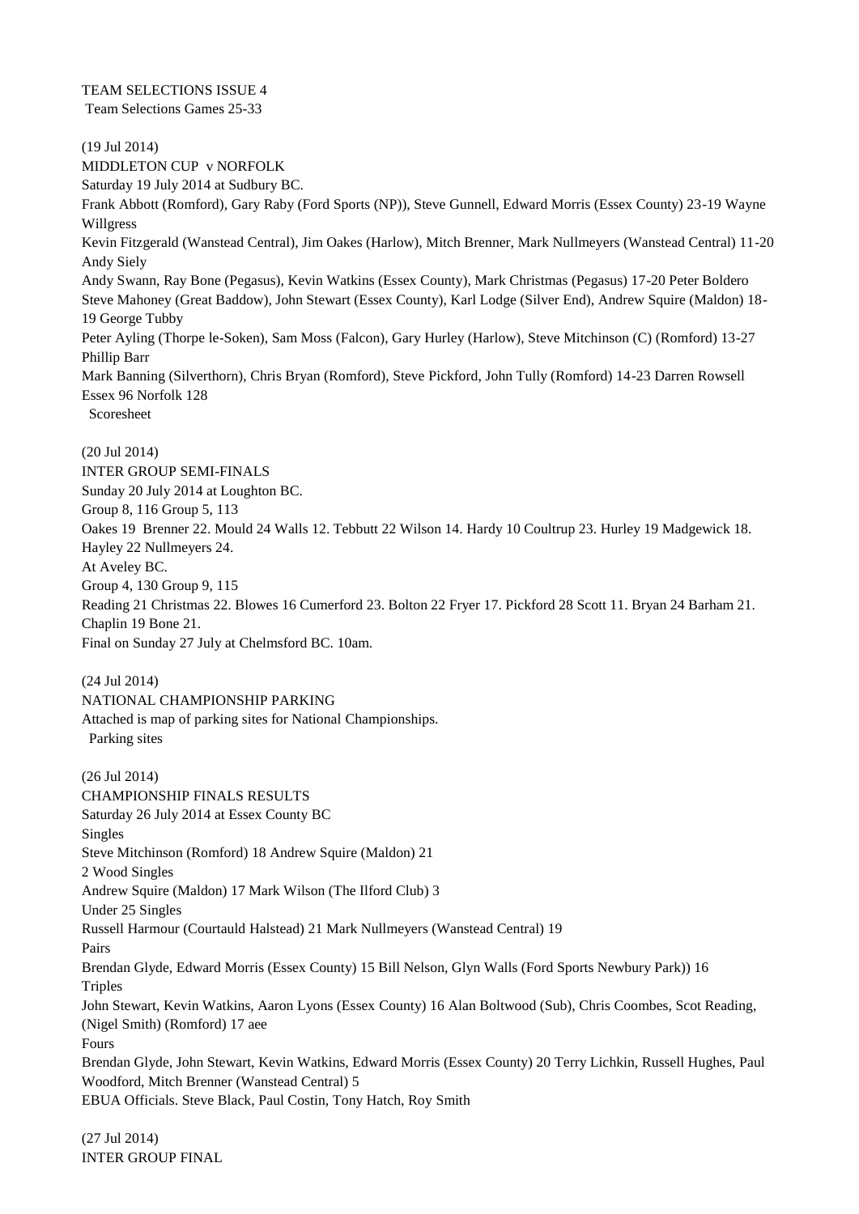TEAM SELECTIONS ISSUE 4

Team Selections Games 25-33

(19 Jul 2014)

MIDDLETON CUP v NORFOLK

Saturday 19 July 2014 at Sudbury BC.

Frank Abbott (Romford), Gary Raby (Ford Sports (NP)), Steve Gunnell, Edward Morris (Essex County) 23-19 Wayne Willgress

Kevin Fitzgerald (Wanstead Central), Jim Oakes (Harlow), Mitch Brenner, Mark Nullmeyers (Wanstead Central) 11-20 Andy Siely

Andy Swann, Ray Bone (Pegasus), Kevin Watkins (Essex County), Mark Christmas (Pegasus) 17-20 Peter Boldero

Steve Mahoney (Great Baddow), John Stewart (Essex County), Karl Lodge (Silver End), Andrew Squire (Maldon) 18-19 George Tubby

Peter Ayling (Thorpe le-Soken), Sam Moss (Falcon), Gary Hurley (Harlow), Steve Mitchinson (C) (Romford) 13-27 Phillip Barr

Mark Banning (Silverthorn), Chris Bryan (Romford), Steve Pickford, John Tully (Romford) 14-23 Darren Rowsell

Essex 96 Norfolk 128

Scoresheet

(20 Jul 2014)

INTER GROUP SEMI-FINALS

Sunday 20 July 2014 at Loughton BC.

Group 8, 116 Group 5, 113

Oakes 19 Brenner 22. Mould 24 Walls 12. Tebbutt 22 Wilson 14. Hardy 10 Coultrup 23. Hurley 19 Madgewick 18. Hayley 22 Nullmeyers 24.

At Aveley BC.

Group 4, 130 Group 9, 115

Reading 21 Christmas 22. Blowes 16 Cumerford 23. Bolton 22 Fryer 17. Pickford 28 Scott 11. Bryan 24 Barham 21. Chaplin 19 Bone 21.

Final on Sunday 27 July at Chelmsford BC. 10am.

(24 Jul 2014)

NATIONAL CHAMPIONSHIP PARKING

Attached is map of parking sites for National Championships.

Parking sites

(26 Jul 2014)

CHAMPIONSHIP FINALS RESULTS

Saturday 26 July 2014 at Essex County BC

Singles

Steve Mitchinson (Romford) 18 Andrew Squire (Maldon) 21

2 Wood Singles

Andrew Squire (Maldon) 17 Mark Wilson (The Ilford Club) 3

Under 25 Singles

Russell Harmour (Courtauld Halstead) 21 Mark Nullmeyers (Wanstead Central) 19

Pairs

Brendan Glyde, Edward Morris (Essex County) 15 Bill Nelson, Glyn Walls (Ford Sports Newbury Park)) 16

Triples

John Stewart, Kevin Watkins, Aaron Lyons (Essex County) 16 Alan Boltwood (Sub), Chris Coombes, Scot Reading, (Nigel Smith) (Romford) 17 aee

Fours

Brendan Glyde, John Stewart, Kevin Watkins, Edward Morris (Essex County) 20 Terry Lichkin, Russell Hughes, Paul Woodford, Mitch Brenner (Wanstead Central) 5

EBUA Officials. Steve Black, Paul Costin, Tony Hatch, Roy Smith

(27 Jul 2014)

INTER GROUP FINAL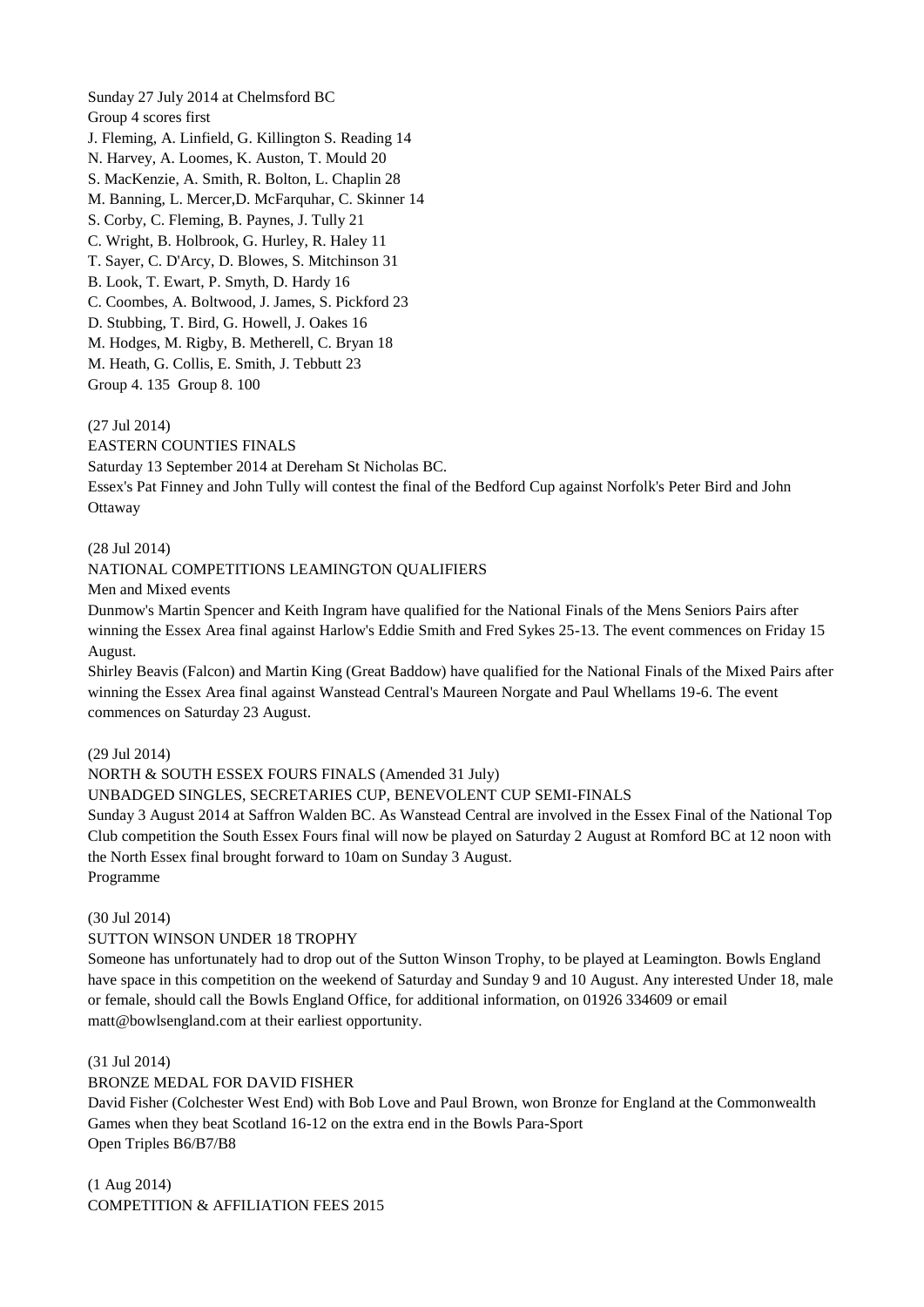Sunday 27 July 2014 at Chelmsford BC

Group 4 scores first

J. Fleming, A. Linfield, G. Killington S. Reading 14

N. Harvey, A. Loomes, K. Auston, T. Mould 20

S. MacKenzie, A. Smith, R. Bolton, L. Chaplin 28

M. Banning, L. Mercer,D. McFarquhar, C. Skinner 14

S. Corby, C. Fleming, B. Paynes, J. Tully 21

C. Wright, B. Holbrook, G. Hurley, R. Haley 11

T. Sayer, C. D'Arcy, D. Blowes, S. Mitchinson 31

B. Look, T. Ewart, P. Smyth, D. Hardy 16

C. Coombes, A. Boltwood, J. James, S. Pickford 23

D. Stubbing, T. Bird, G. Howell, J. Oakes 16

M. Hodges, M. Rigby, B. Metherell, C. Bryan 18

M. Heath, G. Collis, E. Smith, J. Tebbutt 23

Group 4. 135 Group 8. 100

(27 Jul 2014)

EASTERN COUNTIES FINALS

Saturday 13 September 2014 at Dereham St Nicholas BC.

Essex's Pat Finney and John Tully will contest the final of the Bedford Cup against Norfolk's Peter Bird and John Ottaway

(28 Jul 2014)

NATIONAL COMPETITIONS LEAMINGTON QUALIFIERS

Men and Mixed events

Dunmow's Martin Spencer and Keith Ingram have qualified for the National Finals of the Mens Seniors Pairs after winning the Essex Area final against Harlow's Eddie Smith and Fred Sykes 25-13. The event commences on Friday 15 August.

Shirley Beavis (Falcon) and Martin King (Great Baddow) have qualified for the National Finals of the Mixed Pairs after winning the Essex Area final against Wanstead Central's Maureen Norgate and Paul Whellams 19-6. The event commences on Saturday 23 August.

(29 Jul 2014)

NORTH & SOUTH ESSEX FOURS FINALS (Amended 31 July)

UNBADGED SINGLES, SECRETARIES CUP, BENEVOLENT CUP SEMI-FINALS

Sunday 3 August 2014 at Saffron Walden BC. As Wanstead Central are involved in the Essex Final of the National Top Club competition the South Essex Fours final will now be played on Saturday 2 August at Romford BC at 12 noon with the North Essex final brought forward to 10am on Sunday 3 August.

Programme

(30 Jul 2014)

SUTTON WINSON UNDER 18 TROPHY

Someone has unfortunately had to drop out of the Sutton Winson Trophy, to be played at Leamington. Bowls England have space in this competition on the weekend of Saturday and Sunday 9 and 10 August. Any interested Under 18, male or female, should call the Bowls England Office, for additional information, on 01926 334609 or email matt@bowlsengland.com at their earliest opportunity.

(31 Jul 2014)

BRONZE MEDAL FOR DAVID FISHER

David Fisher (Colchester West End) with Bob Love and Paul Brown, won Bronze for England at the Commonwealth Games when they beat Scotland 16-12 on the extra end in the Bowls Para-Sport

Open Triples B6/B7/B8

(1 Aug 2014)

COMPETITION & AFFILIATION FEES 2015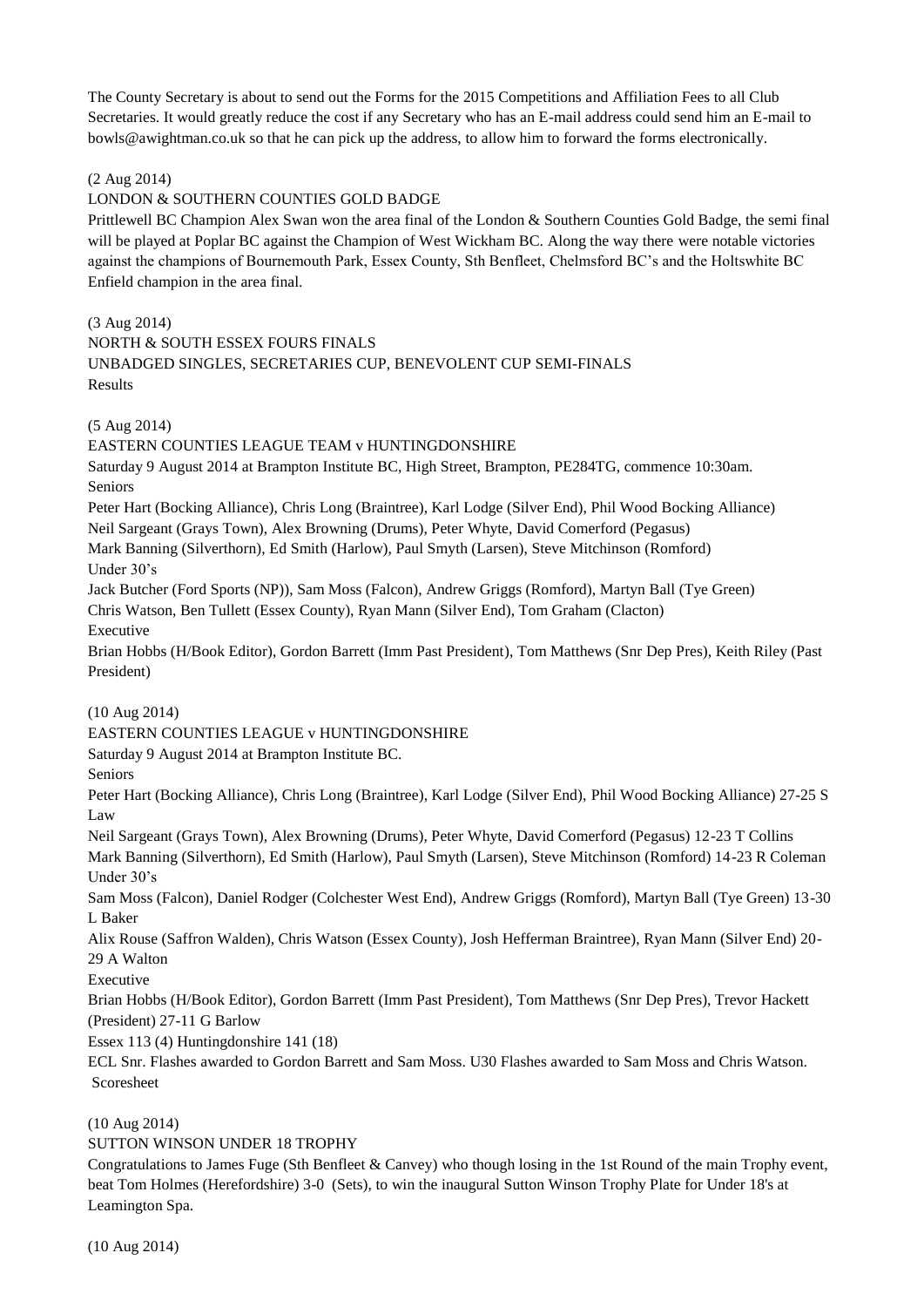The County Secretary is about to send out the Forms for the 2015 Competitions and Affiliation Fees to all Club Secretaries. It would greatly reduce the cost if any Secretary who has an E-mail address could send him an E-mail to bowls@awightman.co.uk so that he can pick up the address, to allow him to forward the forms electronically.

(2 Aug 2014)

LONDON & SOUTHERN COUNTIES GOLD BADGE

Prittlewell BC Champion Alex Swan won the area final of the London & Southern Counties Gold Badge, the semi final will be played at Poplar BC against the Champion of West Wickham BC. Along the way there were notable victories against the champions of Bournemouth Park, Essex County, Sth Benfleet, Chelmsford BC's and the Holtswhite BC Enfield champion in the area final.

(3 Aug 2014)

NORTH & SOUTH ESSEX FOURS FINALS

UNBADGED SINGLES, SECRETARIES CUP, BENEVOLENT CUP SEMI-FINALS

Results

(5 Aug 2014)

EASTERN COUNTIES LEAGUE TEAM v HUNTINGDONSHIRE

Saturday 9 August 2014 at Brampton Institute BC, High Street, Brampton, PE284TG, commence 10:30am.

Seniors

Peter Hart (Bocking Alliance), Chris Long (Braintree), Karl Lodge (Silver End), Phil Wood Bocking Alliance)

Neil Sargeant (Grays Town), Alex Browning (Drums), Peter Whyte, David Comerford (Pegasus)

Mark Banning (Silverthorn), Ed Smith (Harlow), Paul Smyth (Larsen), Steve Mitchinson (Romford)

Under 30's

Jack Butcher (Ford Sports (NP)), Sam Moss (Falcon), Andrew Griggs (Romford), Martyn Ball (Tye Green)

Chris Watson, Ben Tullett (Essex County), Ryan Mann (Silver End), Tom Graham (Clacton)

Executive

Brian Hobbs (H/Book Editor), Gordon Barrett (Imm Past President), Tom Matthews (Snr Dep Pres), Keith Riley (Past President)

(10 Aug 2014)

EASTERN COUNTIES LEAGUE v HUNTINGDONSHIRE

Saturday 9 August 2014 at Brampton Institute BC.

Seniors

Peter Hart (Bocking Alliance), Chris Long (Braintree), Karl Lodge (Silver End), Phil Wood Bocking Alliance) 27-25 S Law

Neil Sargeant (Grays Town), Alex Browning (Drums), Peter Whyte, David Comerford (Pegasus) 12-23 T Collins

Mark Banning (Silverthorn), Ed Smith (Harlow), Paul Smyth (Larsen), Steve Mitchinson (Romford) 14-23 R Coleman

Under 30's

Sam Moss (Falcon), Daniel Rodger (Colchester West End), Andrew Griggs (Romford), Martyn Ball (Tye Green) 13-30 L Baker

Alix Rouse (Saffron Walden), Chris Watson (Essex County), Josh Hefferman Braintree), Ryan Mann (Silver End) 20-29 A Walton

Executive

Brian Hobbs (H/Book Editor), Gordon Barrett (Imm Past President), Tom Matthews (Snr Dep Pres), Trevor Hackett (President) 27-11 G Barlow

Essex 113 (4) Huntingdonshire 141 (18)

ECL Snr. Flashes awarded to Gordon Barrett and Sam Moss. U30 Flashes awarded to Sam Moss and Chris Watson.

Scoresheet

(10 Aug 2014)

SUTTON WINSON UNDER 18 TROPHY

Congratulations to James Fuge (Sth Benfleet & Canvey) who though losing in the 1st Round of the main Trophy event, beat Tom Holmes (Herefordshire) 3-0 (Sets), to win the inaugural Sutton Winson Trophy Plate for Under 18's at Leamington Spa.

(10 Aug 2014)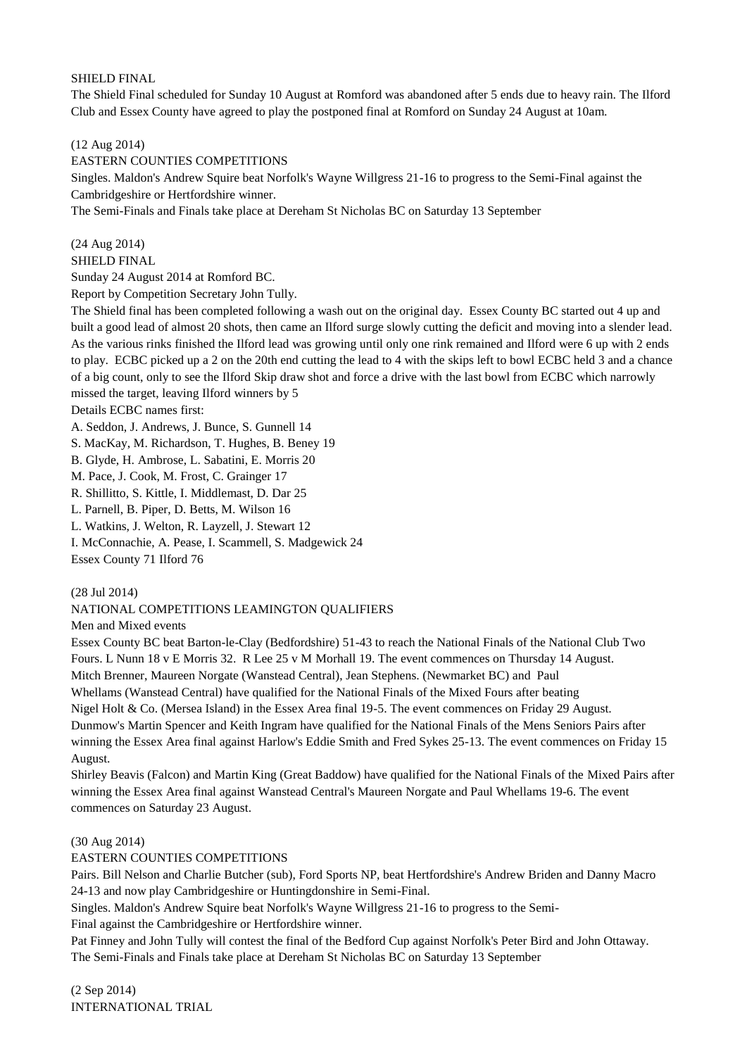SHIELD FINAL

The Shield Final scheduled for Sunday 10 August at Romford was abandoned after 5 ends due to heavy rain. The Ilford Club and Essex County have agreed to play the postponed final at Romford on Sunday 24 August at 10am.

(12 Aug 2014)

EASTERN COUNTIES COMPETITIONS

Singles. Maldon's Andrew Squire beat Norfolk's Wayne Willgress 21-16 to progress to the Semi-Final against the Cambridgeshire or Hertfordshire winner.

The Semi-Finals and Finals take place at Dereham St Nicholas BC on Saturday 13 September

(24 Aug 2014)

SHIELD FINAL

Sunday 24 August 2014 at Romford BC.

Report by Competition Secretary John Tully.

The Shield final has been completed following a wash out on the original day. Essex County BC started out 4 up and built a good lead of almost 20 shots, then came an Ilford surge slowly cutting the deficit and moving into a slender lead. As the various rinks finished the Ilford lead was growing until only one rink remained and Ilford were 6 up with 2 ends to play. ECBC picked up a 2 on the 20th end cutting the lead to 4 with the skips left to bowl ECBC held 3 and a chance of a big count, only to see the Ilford Skip draw shot and force a drive with the last bowl from ECBC which narrowly missed the target, leaving Ilford winners by 5

Details ECBC names first:

A. Seddon, J. Andrews, J. Bunce, S. Gunnell 14

S. MacKay, M. Richardson, T. Hughes, B. Beney 19

B. Glyde, H. Ambrose, L. Sabatini, E. Morris 20

M. Pace, J. Cook, M. Frost, C. Grainger 17

R. Shillitto, S. Kittle, I. Middlemast, D. Dar 25

L. Parnell, B. Piper, D. Betts, M. Wilson 16

L. Watkins, J. Welton, R. Layzell, J. Stewart 12

I. McConnachie, A. Pease, I. Scammell, S. Madgewick 24

Essex County 71 Ilford 76

(28 Jul 2014)

NATIONAL COMPETITIONS LEAMINGTON QUALIFIERS

Men and Mixed events

Essex County BC beat Barton-le-Clay (Bedfordshire) 51-43 to reach the National Finals of the National Club Two Fours. L Nunn 18 v E Morris 32. R Lee 25 v M Morhall 19. The event commences on Thursday 14 August.

Mitch Brenner, Maureen Norgate (Wanstead Central), Jean Stephens. (Newmarket BC) and Paul Whellams (Wanstead Central) have qualified for the National Finals of the Mixed Fours after beating Nigel Holt & Co. (Mersea Island) in the Essex Area final 19-5. The event commences on Friday 29 August.

Dunmow's Martin Spencer and Keith Ingram have qualified for the National Finals of the Mens Seniors Pairs after winning the Essex Area final against Harlow's Eddie Smith and Fred Sykes 25-13. The event commences on Friday 15 August.

Shirley Beavis (Falcon) and Martin King (Great Baddow) have qualified for the National Finals of the Mixed Pairs after winning the Essex Area final against Wanstead Central's Maureen Norgate and Paul Whellams 19-6. The event commences on Saturday 23 August.

(30 Aug 2014)

EASTERN COUNTIES COMPETITIONS

Pairs. Bill Nelson and Charlie Butcher (sub), Ford Sports NP, beat Hertfordshire's Andrew Briden and Danny Macro 24-13 and now play Cambridgeshire or Huntingdonshire in Semi-Final.

Singles. Maldon's Andrew Squire beat Norfolk's Wayne Willgress 21-16 to progress to the Semi-Final against the Cambridgeshire or Hertfordshire winner.

Pat Finney and John Tully will contest the final of the Bedford Cup against Norfolk's Peter Bird and John Ottaway.

The Semi-Finals and Finals take place at Dereham St Nicholas BC on Saturday 13 September

(2 Sep 2014)

INTERNATIONAL TRIAL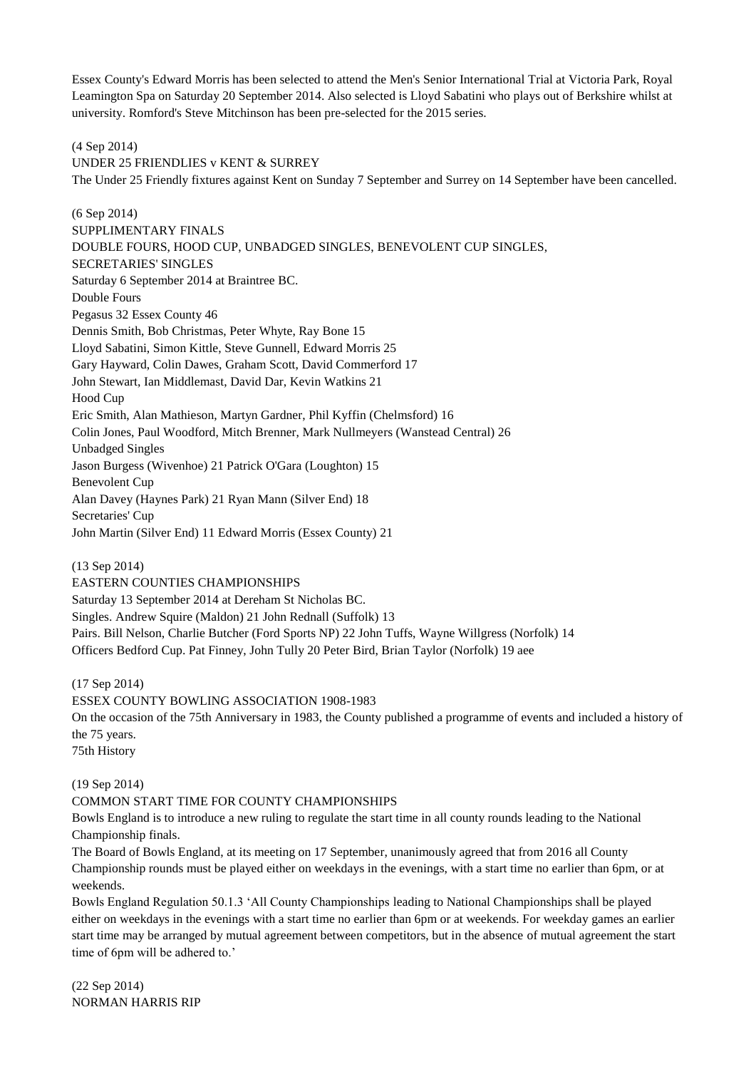Essex County's Edward Morris has been selected to attend the Men's Senior International Trial at Victoria Park, Royal Leamington Spa on Saturday 20 September 2014. Also selected is Lloyd Sabatini who plays out of Berkshire whilst at university. Romford's Steve Mitchinson has been pre-selected for the 2015 series.

(4 Sep 2014)
UNDER 25 FRIENDLIES v KENT & SURREY
The Under 25 Friendly fixtures against Kent on Sunday 7 September and Surrey on 14 September have been cancelled.

(6 Sep 2014)
SUPPLIMENTARY FINALS
DOUBLE FOURS, HOOD CUP, UNBADGED SINGLES, BENEVOLENT CUP SINGLES, SECRETARIES' SINGLES
Saturday 6 September 2014 at Braintree BC.
Double Fours
Pegasus 32 Essex County 46
Dennis Smith, Bob Christmas, Peter Whyte, Ray Bone 15
Lloyd Sabatini, Simon Kittle, Steve Gunnell, Edward Morris 25
Gary Hayward, Colin Dawes, Graham Scott, David Commerford 17
John Stewart, Ian Middlemast, David Dar, Kevin Watkins 21
Hood Cup
Eric Smith, Alan Mathieson, Martyn Gardner, Phil Kyffin (Chelmsford) 16
Colin Jones, Paul Woodford, Mitch Brenner, Mark Nullmeyers (Wanstead Central) 26
Unbadged Singles
Jason Burgess (Wivenhoe) 21 Patrick O'Gara (Loughton) 15
Benevolent Cup
Alan Davey (Haynes Park) 21 Ryan Mann (Silver End) 18
Secretaries' Cup
John Martin (Silver End) 11 Edward Morris (Essex County) 21

(13 Sep 2014)
EASTERN COUNTIES CHAMPIONSHIPS
Saturday 13 September 2014 at Dereham St Nicholas BC.
Singles. Andrew Squire (Maldon) 21 John Rednall (Suffolk) 13
Pairs. Bill Nelson, Charlie Butcher (Ford Sports NP) 22 John Tuffs, Wayne Willgress (Norfolk) 14
Officers Bedford Cup. Pat Finney, John Tully 20 Peter Bird, Brian Taylor (Norfolk) 19 aee

(17 Sep 2014)
ESSEX COUNTY BOWLING ASSOCIATION 1908-1983
On the occasion of the 75th Anniversary in 1983, the County published a programme of events and included a history of the 75 years.
75th History

(19 Sep 2014)
COMMON START TIME FOR COUNTY CHAMPIONSHIPS
Bowls England is to introduce a new ruling to regulate the start time in all county rounds leading to the National Championship finals.
The Board of Bowls England, at its meeting on 17 September, unanimously agreed that from 2016 all County Championship rounds must be played either on weekdays in the evenings, with a start time no earlier than 6pm, or at weekends.
Bowls England Regulation 50.1.3 'All County Championships leading to National Championships shall be played either on weekdays in the evenings with a start time no earlier than 6pm or at weekends. For weekday games an earlier start time may be arranged by mutual agreement between competitors, but in the absence of mutual agreement the start time of 6pm will be adhered to.'

(22 Sep 2014)
NORMAN HARRIS RIP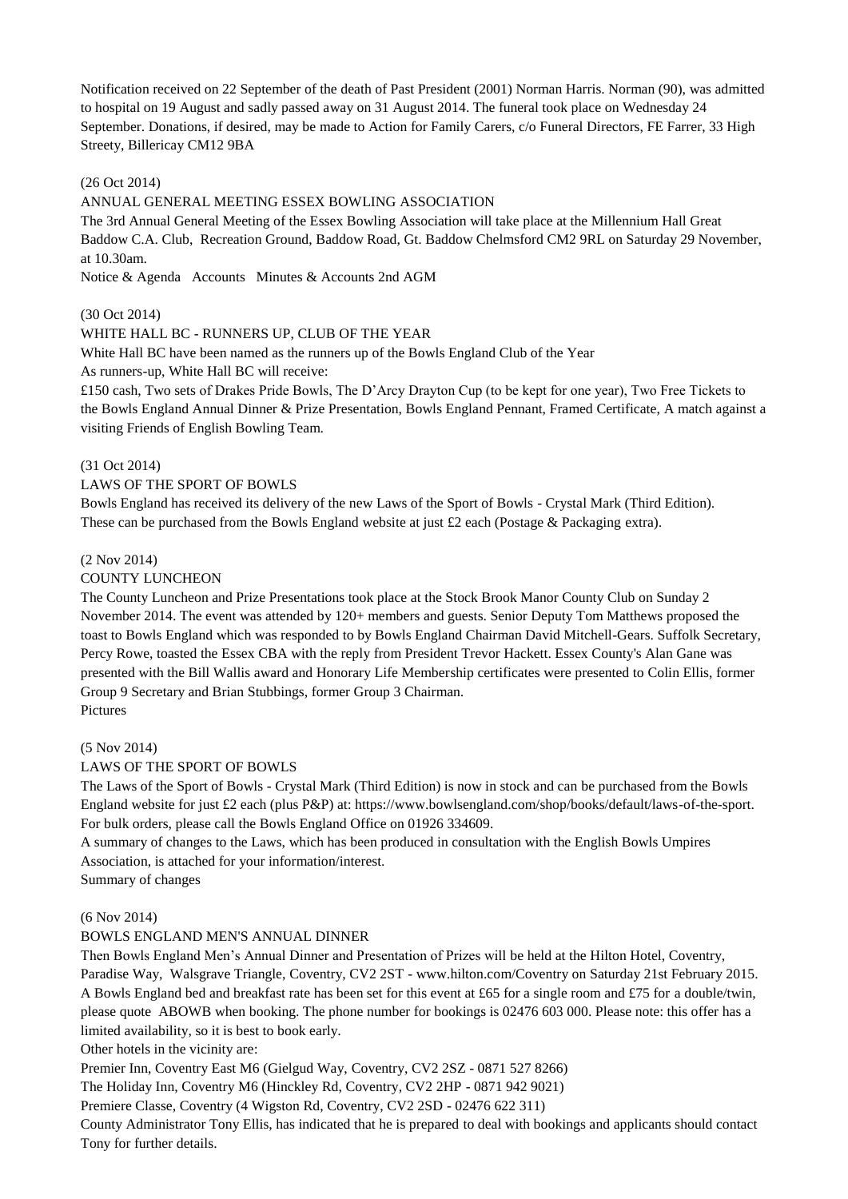Notification received on 22 September of the death of Past President (2001) Norman Harris. Norman (90), was admitted to hospital on 19 August and sadly passed away on 31 August 2014. The funeral took place on Wednesday 24 September. Donations, if desired, may be made to Action for Family Carers, c/o Funeral Directors, FE Farrer, 33 High Streety, Billericay CM12 9BA

(26 Oct 2014)

ANNUAL GENERAL MEETING ESSEX BOWLING ASSOCIATION

The 3rd Annual General Meeting of the Essex Bowling Association will take place at the Millennium Hall Great Baddow C.A. Club, Recreation Ground, Baddow Road, Gt. Baddow Chelmsford CM2 9RL on Saturday 29 November, at 10.30am.

Notice & Agenda Accounts Minutes & Accounts 2nd AGM

(30 Oct 2014)

WHITE HALL BC - RUNNERS UP, CLUB OF THE YEAR

White Hall BC have been named as the runners up of the Bowls England Club of the Year

As runners-up, White Hall BC will receive:

£150 cash, Two sets of Drakes Pride Bowls, The D'Arcy Drayton Cup (to be kept for one year), Two Free Tickets to the Bowls England Annual Dinner & Prize Presentation, Bowls England Pennant, Framed Certificate, A match against a visiting Friends of English Bowling Team.

(31 Oct 2014)

LAWS OF THE SPORT OF BOWLS

Bowls England has received its delivery of the new Laws of the Sport of Bowls - Crystal Mark (Third Edition). These can be purchased from the Bowls England website at just £2 each (Postage & Packaging extra).

(2 Nov 2014)

COUNTY LUNCHEON

The County Luncheon and Prize Presentations took place at the Stock Brook Manor County Club on Sunday 2 November 2014. The event was attended by 120+ members and guests. Senior Deputy Tom Matthews proposed the toast to Bowls England which was responded to by Bowls England Chairman David Mitchell-Gears. Suffolk Secretary, Percy Rowe, toasted the Essex CBA with the reply from President Trevor Hackett. Essex County's Alan Gane was presented with the Bill Wallis award and Honorary Life Membership certificates were presented to Colin Ellis, former Group 9 Secretary and Brian Stubbings, former Group 3 Chairman.

Pictures

(5 Nov 2014)

LAWS OF THE SPORT OF BOWLS

The Laws of the Sport of Bowls - Crystal Mark (Third Edition) is now in stock and can be purchased from the Bowls England website for just £2 each (plus P&P) at: https://www.bowlsengland.com/shop/books/default/laws-of-the-sport. For bulk orders, please call the Bowls England Office on 01926 334609.

A summary of changes to the Laws, which has been produced in consultation with the English Bowls Umpires Association, is attached for your information/interest.

Summary of changes

(6 Nov 2014)

BOWLS ENGLAND MEN'S ANNUAL DINNER

Then Bowls England Men's Annual Dinner and Presentation of Prizes will be held at the Hilton Hotel, Coventry, Paradise Way, Walsgrave Triangle, Coventry, CV2 2ST - www.hilton.com/Coventry on Saturday 21st February 2015. A Bowls England bed and breakfast rate has been set for this event at £65 for a single room and £75 for a double/twin, please quote ABOWB when booking. The phone number for bookings is 02476 603 000. Please note: this offer has a limited availability, so it is best to book early.

Other hotels in the vicinity are:

Premier Inn, Coventry East M6 (Gielgud Way, Coventry, CV2 2SZ - 0871 527 8266)

The Holiday Inn, Coventry M6 (Hinckley Rd, Coventry, CV2 2HP - 0871 942 9021)

Premiere Classe, Coventry (4 Wigston Rd, Coventry, CV2 2SD - 02476 622 311)

County Administrator Tony Ellis, has indicated that he is prepared to deal with bookings and applicants should contact Tony for further details.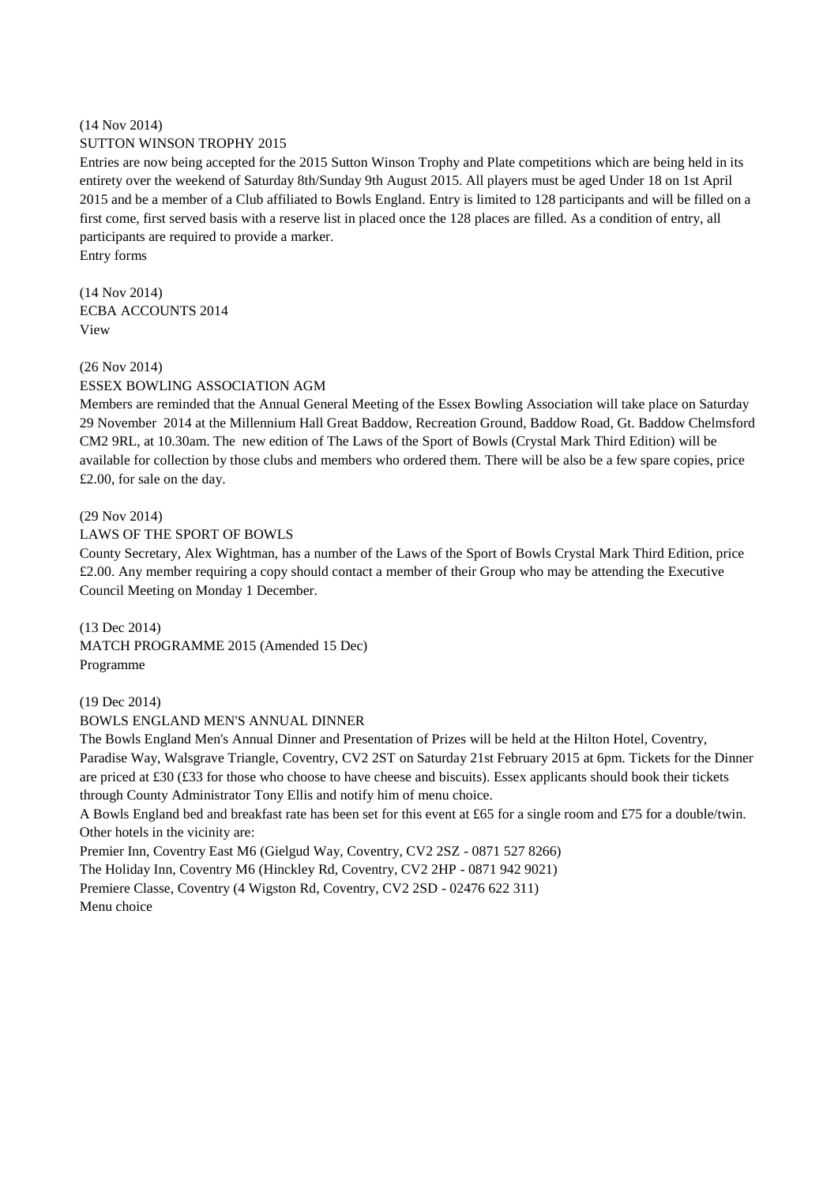(14 Nov 2014)
SUTTON WINSON TROPHY 2015

Entries are now being accepted for the 2015 Sutton Winson Trophy and Plate competitions which are being held in its entirety over the weekend of Saturday 8th/Sunday 9th August 2015. All players must be aged Under 18 on 1st April 2015 and be a member of a Club affiliated to Bowls England. Entry is limited to 128 participants and will be filled on a first come, first served basis with a reserve list in placed once the 128 places are filled. As a condition of entry, all participants are required to provide a marker.
Entry forms

(14 Nov 2014)
ECBA ACCOUNTS 2014
View

(26 Nov 2014)
ESSEX BOWLING ASSOCIATION AGM

Members are reminded that the Annual General Meeting of the Essex Bowling Association will take place on Saturday 29 November 2014 at the Millennium Hall Great Baddow, Recreation Ground, Baddow Road, Gt. Baddow Chelmsford CM2 9RL, at 10.30am. The new edition of The Laws of the Sport of Bowls (Crystal Mark Third Edition) will be available for collection by those clubs and members who ordered them. There will be also be a few spare copies, price £2.00, for sale on the day.

(29 Nov 2014)
LAWS OF THE SPORT OF BOWLS

County Secretary, Alex Wightman, has a number of the Laws of the Sport of Bowls Crystal Mark Third Edition, price £2.00. Any member requiring a copy should contact a member of their Group who may be attending the Executive Council Meeting on Monday 1 December.

(13 Dec 2014)
MATCH PROGRAMME 2015 (Amended 15 Dec)
Programme

(19 Dec 2014)
BOWLS ENGLAND MEN'S ANNUAL DINNER

The Bowls England Men's Annual Dinner and Presentation of Prizes will be held at the Hilton Hotel, Coventry, Paradise Way, Walsgrave Triangle, Coventry, CV2 2ST on Saturday 21st February 2015 at 6pm. Tickets for the Dinner are priced at £30 (£33 for those who choose to have cheese and biscuits). Essex applicants should book their tickets through County Administrator Tony Ellis and notify him of menu choice.

A Bowls England bed and breakfast rate has been set for this event at £65 for a single room and £75 for a double/twin. Other hotels in the vicinity are:

Premier Inn, Coventry East M6 (Gielgud Way, Coventry, CV2 2SZ - 0871 527 8266)
The Holiday Inn, Coventry M6 (Hinckley Rd, Coventry, CV2 2HP - 0871 942 9021)
Premiere Classe, Coventry (4 Wigston Rd, Coventry, CV2 2SD - 02476 622 311)
Menu choice